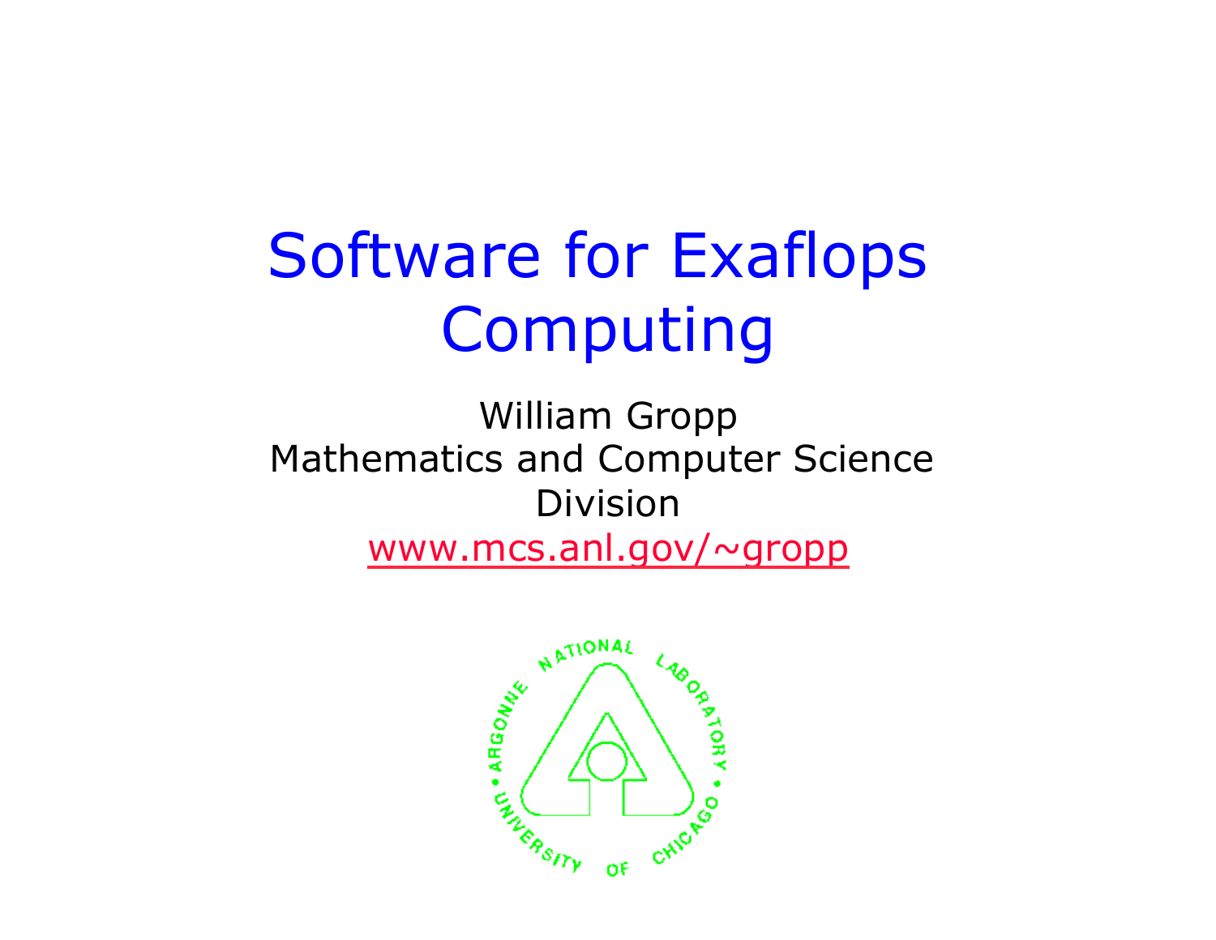# Software for Exaflops Computing

William Gropp
Mathematics and Computer Science Division
www.mcs.anl.gov/~gropp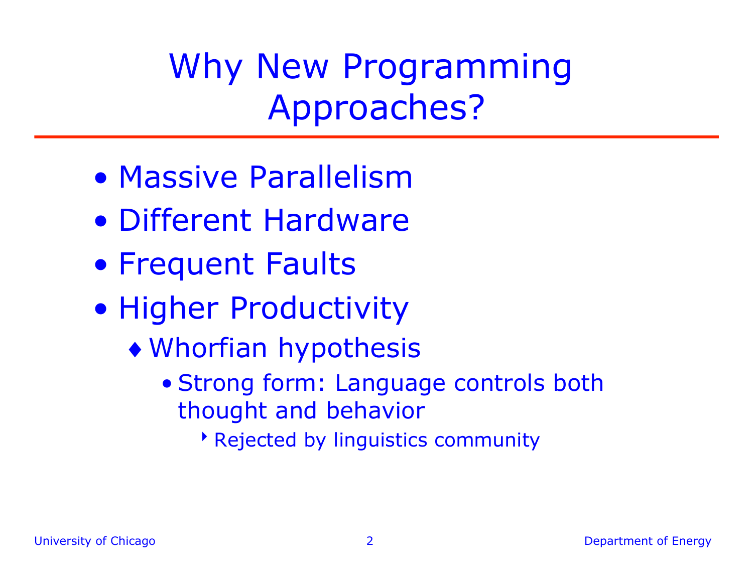# Why New Programming Approaches?

- Massive Parallelism
- Different Hardware
- Frequent Faults
- Higher Productivity
  - Whorfian hypothesis
    - Strong form: Language controls both thought and behavior
      - Rejected by linguistics community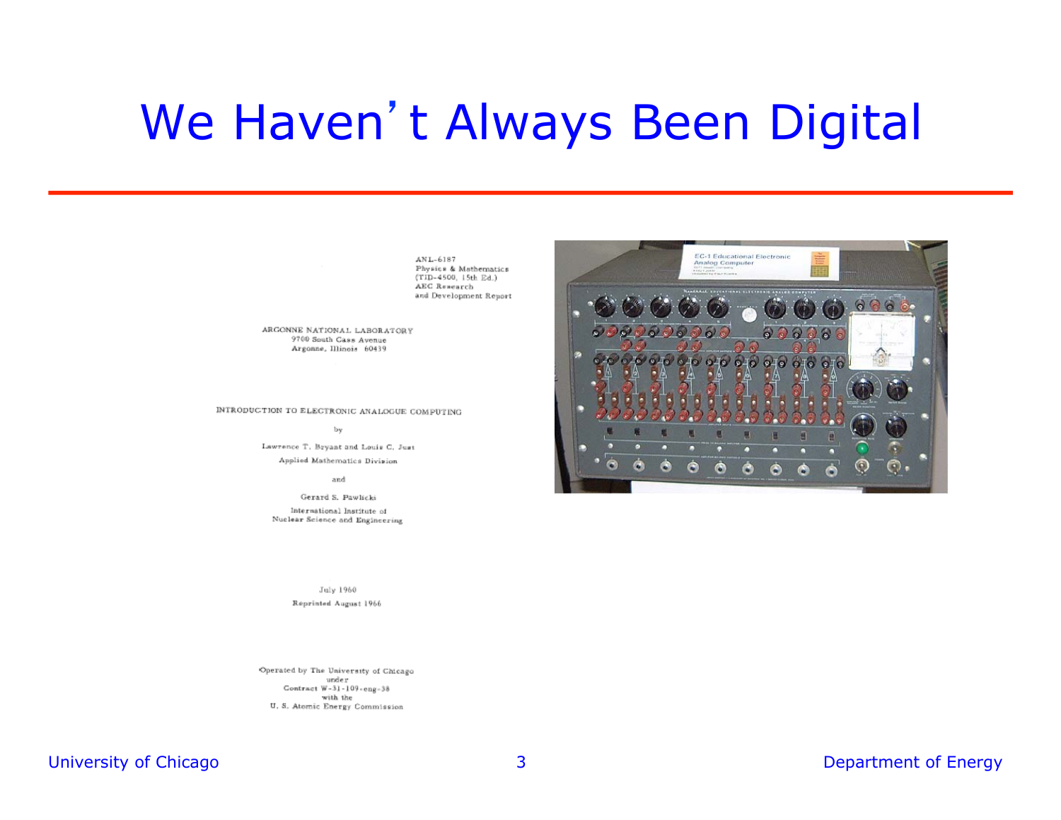# We Haven't Always Been Digital

ANL-6187
Physics & Mathematics
(TID-4500, 15th Ed.)
AEC Research
and Development Report

ARGONNE NATIONAL LABORATORY
9700 South Cass Avenue
Argonne, Illinois 60439

INTRODUCTION TO ELECTRONIC ANALOGUE COMPUTING

by

Lawrence T. Bryant and Louis C. Just
Applied Mathematics Division

and

Gerard S. Pawlicki
International Institute of
Nuclear Science and Engineering

July 1960
Reprinted August 1966

Operated by The University of Chicago
under
Contract W-31-109-eng-38
with the
U. S. Atomic Energy Commission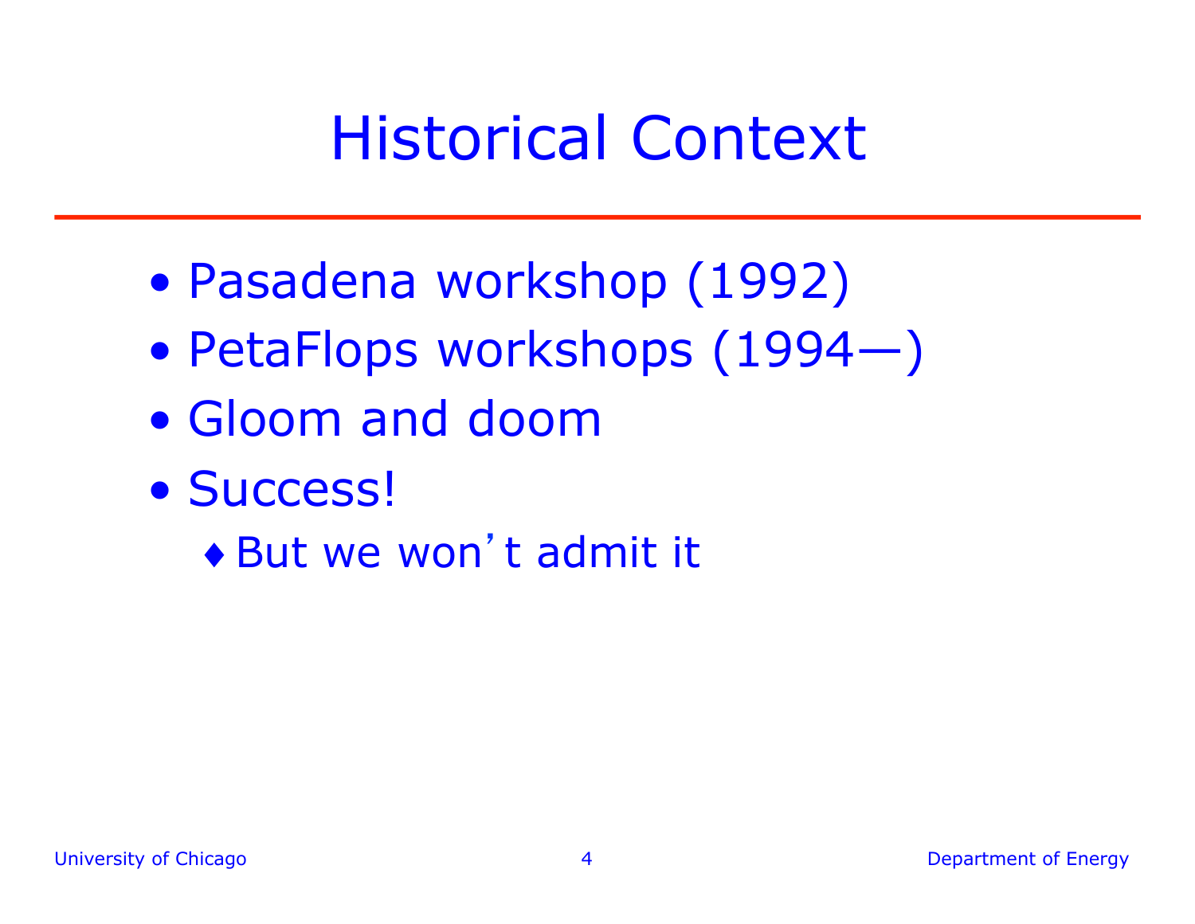# Historical Context

- Pasadena workshop (1992)
- PetaFlops workshops (1994—)
- Gloom and doom
- Success!
  - But we won't admit it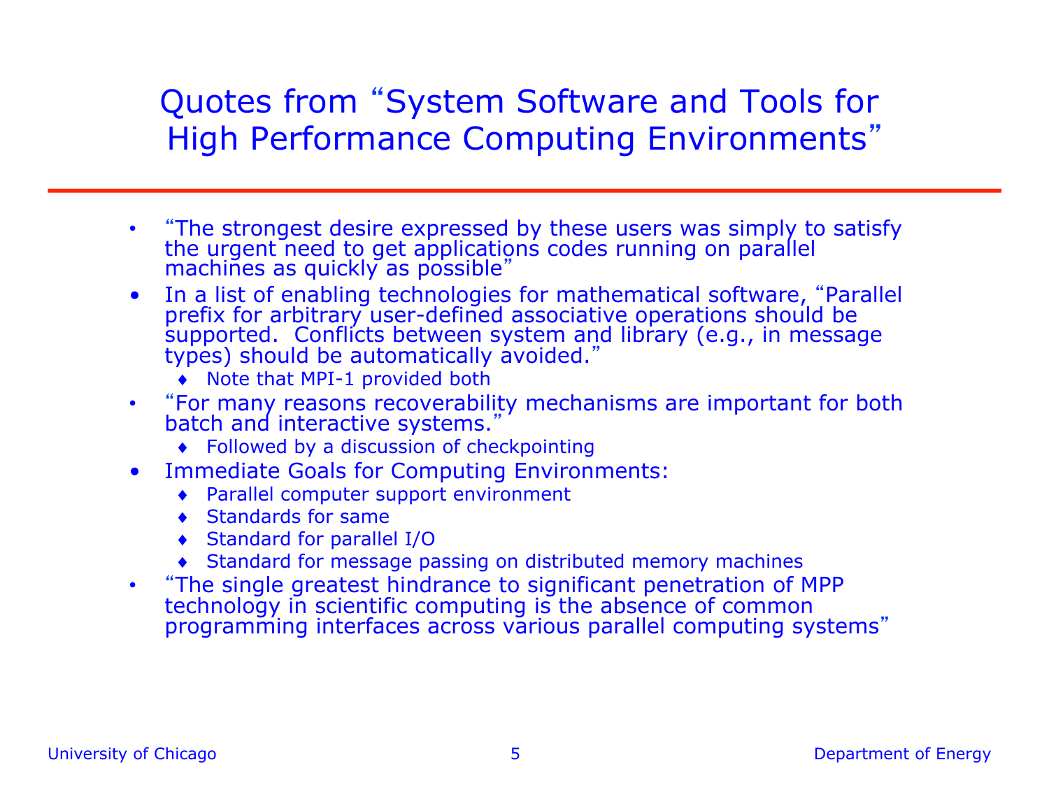# Quotes from "System Software and Tools for High Performance Computing Environments"

- "The strongest desire expressed by these users was simply to satisfy the urgent need to get applications codes running on parallel machines as quickly as possible"
- In a list of enabling technologies for mathematical software, "Parallel prefix for arbitrary user-defined associative operations should be supported. Conflicts between system and library (e.g., in message types) should be automatically avoided."
  - Note that MPI-1 provided both
- "For many reasons recoverability mechanisms are important for both batch and interactive systems."
  - Followed by a discussion of checkpointing
- Immediate Goals for Computing Environments:
  - Parallel computer support environment
  - Standards for same
  - Standard for parallel I/O
  - Standard for message passing on distributed memory machines
- "The single greatest hindrance to significant penetration of MPP technology in scientific computing is the absence of common programming interfaces across various parallel computing systems"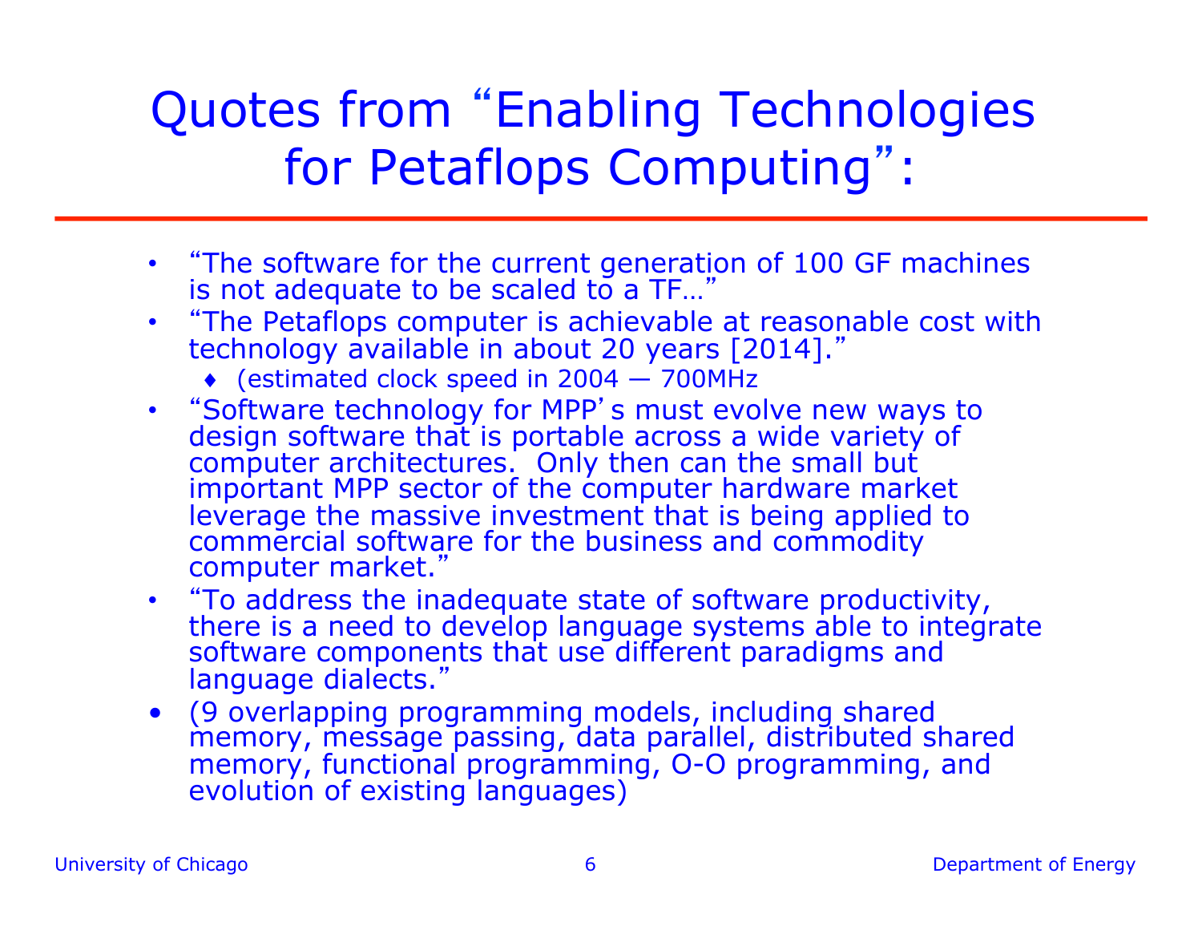# Quotes from "Enabling Technologies for Petaflops Computing":

- "The software for the current generation of 100 GF machines is not adequate to be scaled to a TF…"
- "The Petaflops computer is achievable at reasonable cost with technology available in about 20 years [2014]."
  - (estimated clock speed in 2004 — 700MHz
- "Software technology for MPP's must evolve new ways to design software that is portable across a wide variety of computer architectures. Only then can the small but important MPP sector of the computer hardware market leverage the massive investment that is being applied to commercial software for the business and commodity computer market."
- "To address the inadequate state of software productivity, there is a need to develop language systems able to integrate software components that use different paradigms and language dialects."
- (9 overlapping programming models, including shared memory, message passing, data parallel, distributed shared memory, functional programming, O-O programming, and evolution of existing languages)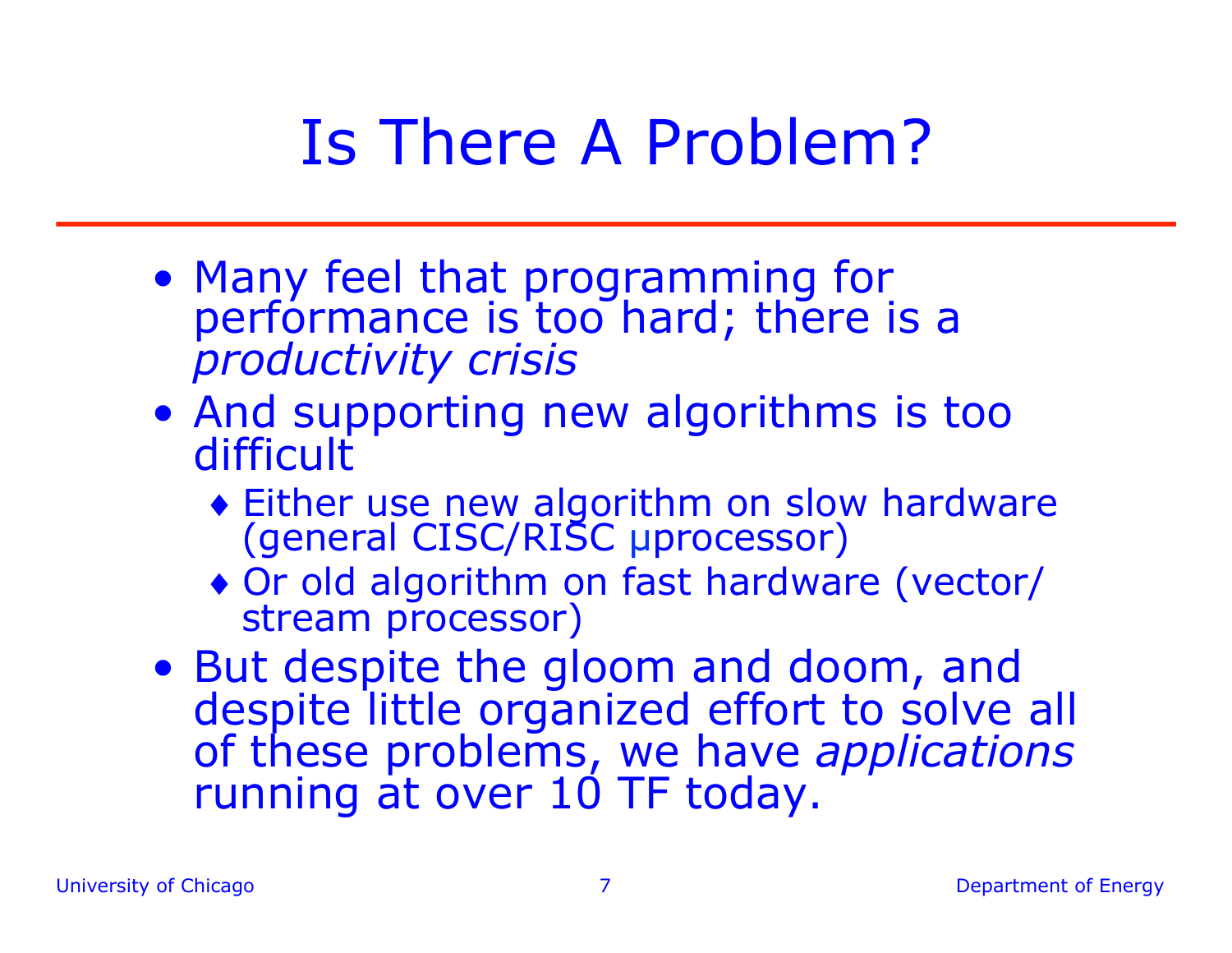# Is There A Problem?

- Many feel that programming for performance is too hard; there is a *productivity crisis*
- And supporting new algorithms is too difficult
  - Either use new algorithm on slow hardware (general CISC/RISC µprocessor)
  - Or old algorithm on fast hardware (vector/stream processor)
- But despite the gloom and doom, and despite little organized effort to solve all of these problems, we have *applications* running at over 10 TF today.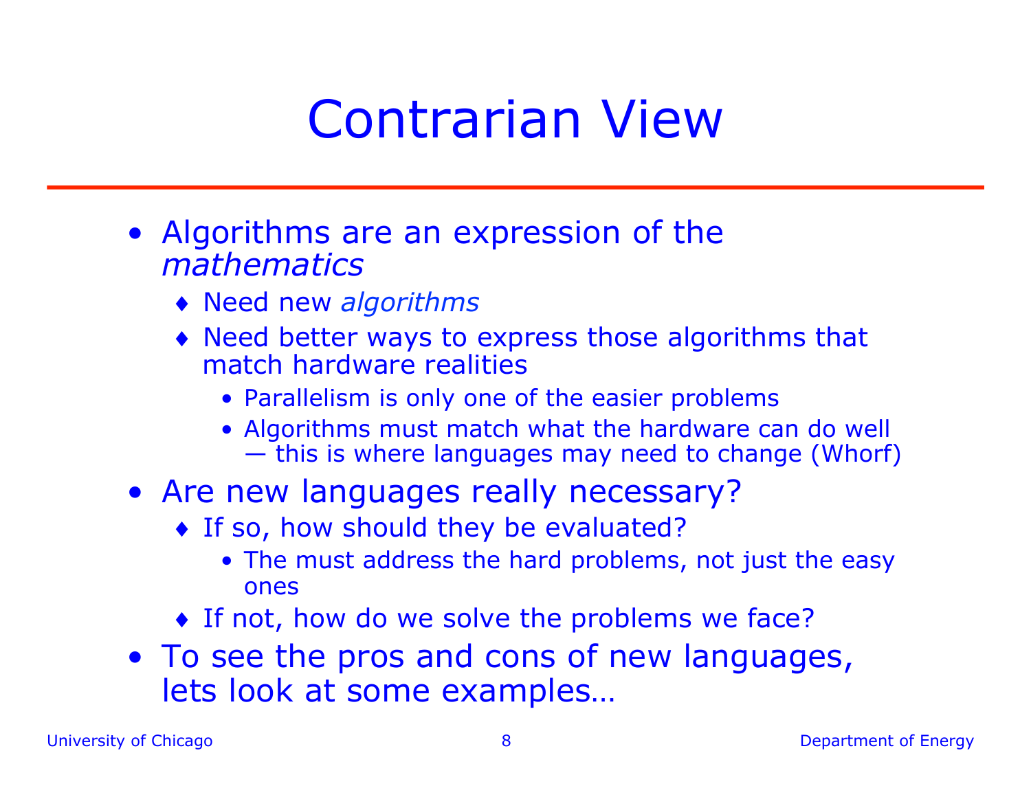# Contrarian View

- Algorithms are an expression of the *mathematics*
  - Need new *algorithms*
  - Need better ways to express those algorithms that match hardware realities
    - Parallelism is only one of the easier problems
    - Algorithms must match what the hardware can do well — this is where languages may need to change (Whorf)
- Are new languages really necessary?
  - If so, how should they be evaluated?
    - The must address the hard problems, not just the easy ones
  - If not, how do we solve the problems we face?
- To see the pros and cons of new languages, lets look at some examples…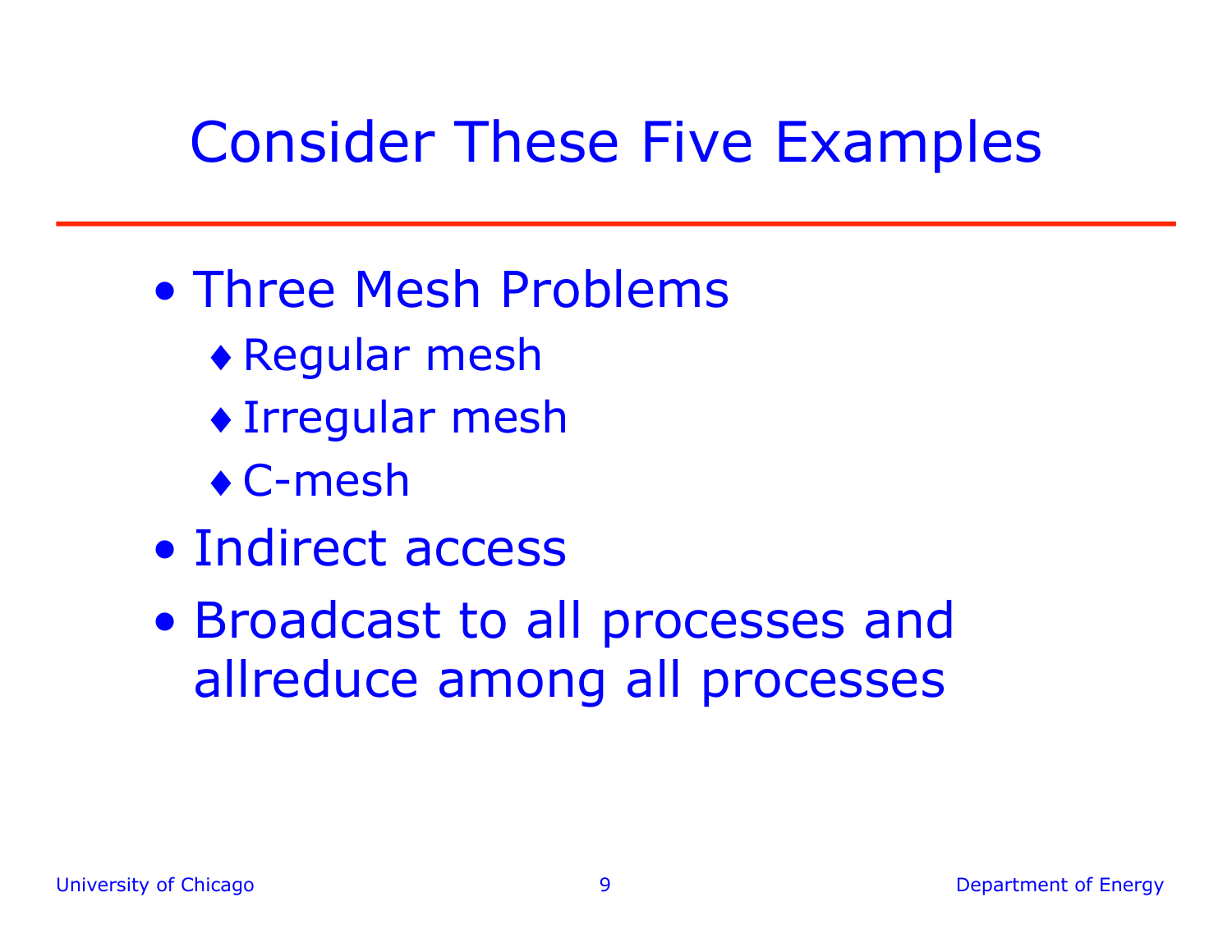# Consider These Five Examples

- Three Mesh Problems
  - Regular mesh
  - Irregular mesh
  - C-mesh
- Indirect access
- Broadcast to all processes and allreduce among all processes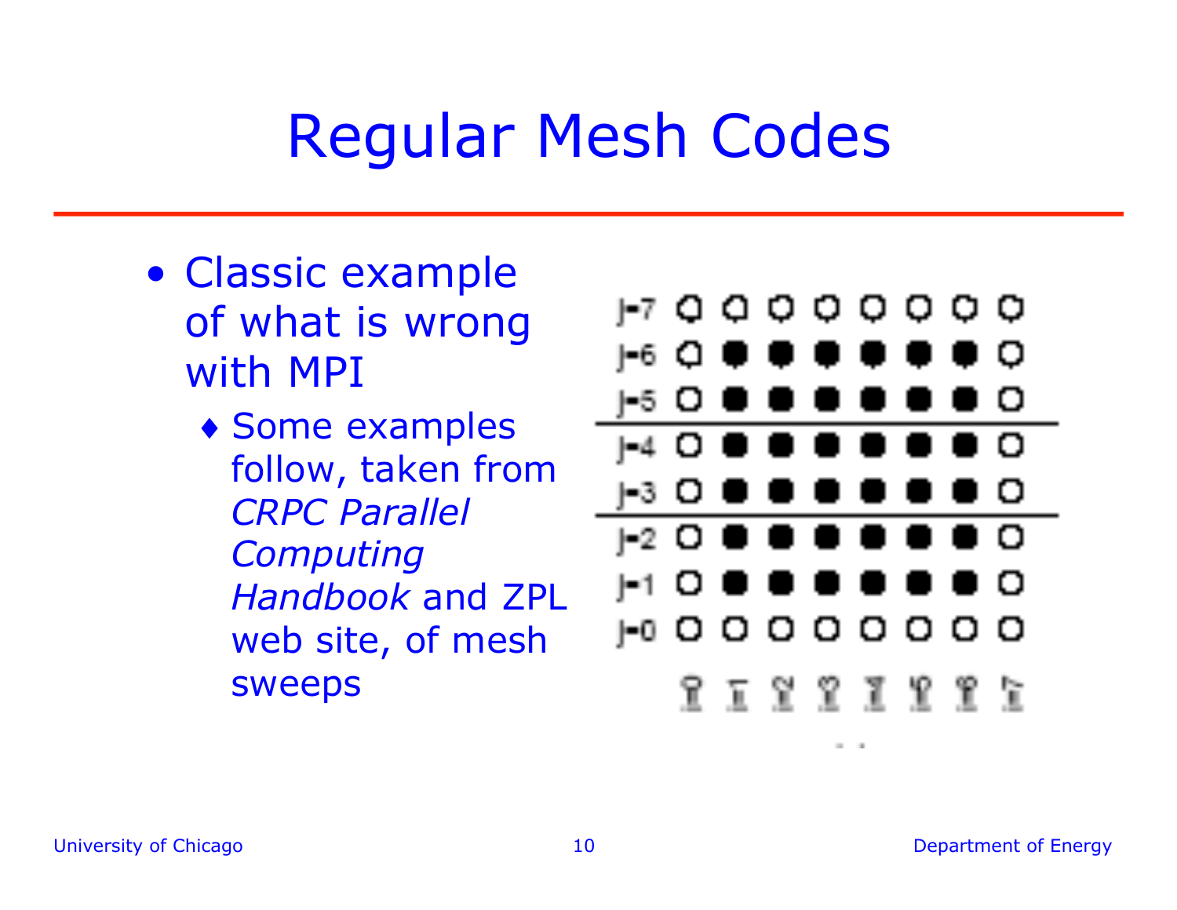# Regular Mesh Codes

- Classic example of what is wrong with MPI
  - Some examples follow, taken from *CRPC Parallel Computing Handbook* and ZPL web site, of mesh sweeps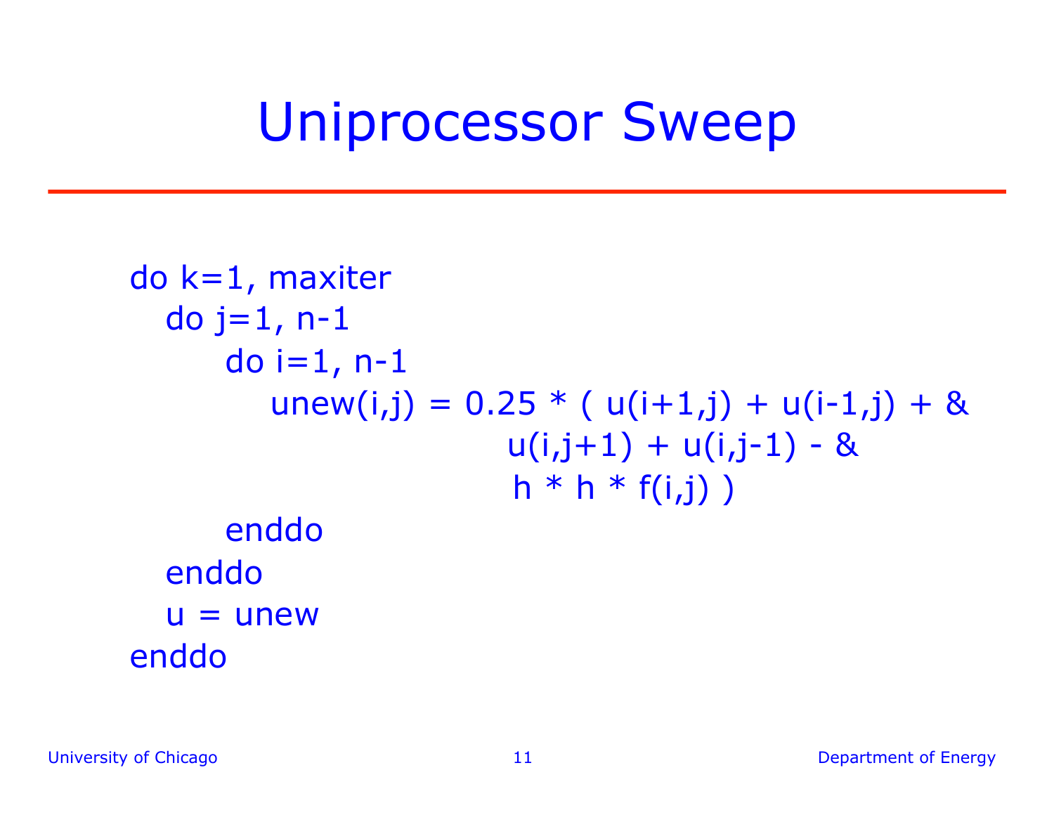# Uniprocessor Sweep

```
do k=1, maxiter
  do j=1, n-1
     do i=1, n-1
        unew(i,j) = 0.25 * ( u(i+1,j) + u(i-1,j) + &
                             u(i,j+1) + u(i,j-1) - &
                             h * h * f(i,j) )
     enddo
  enddo
  u = unew
enddo
```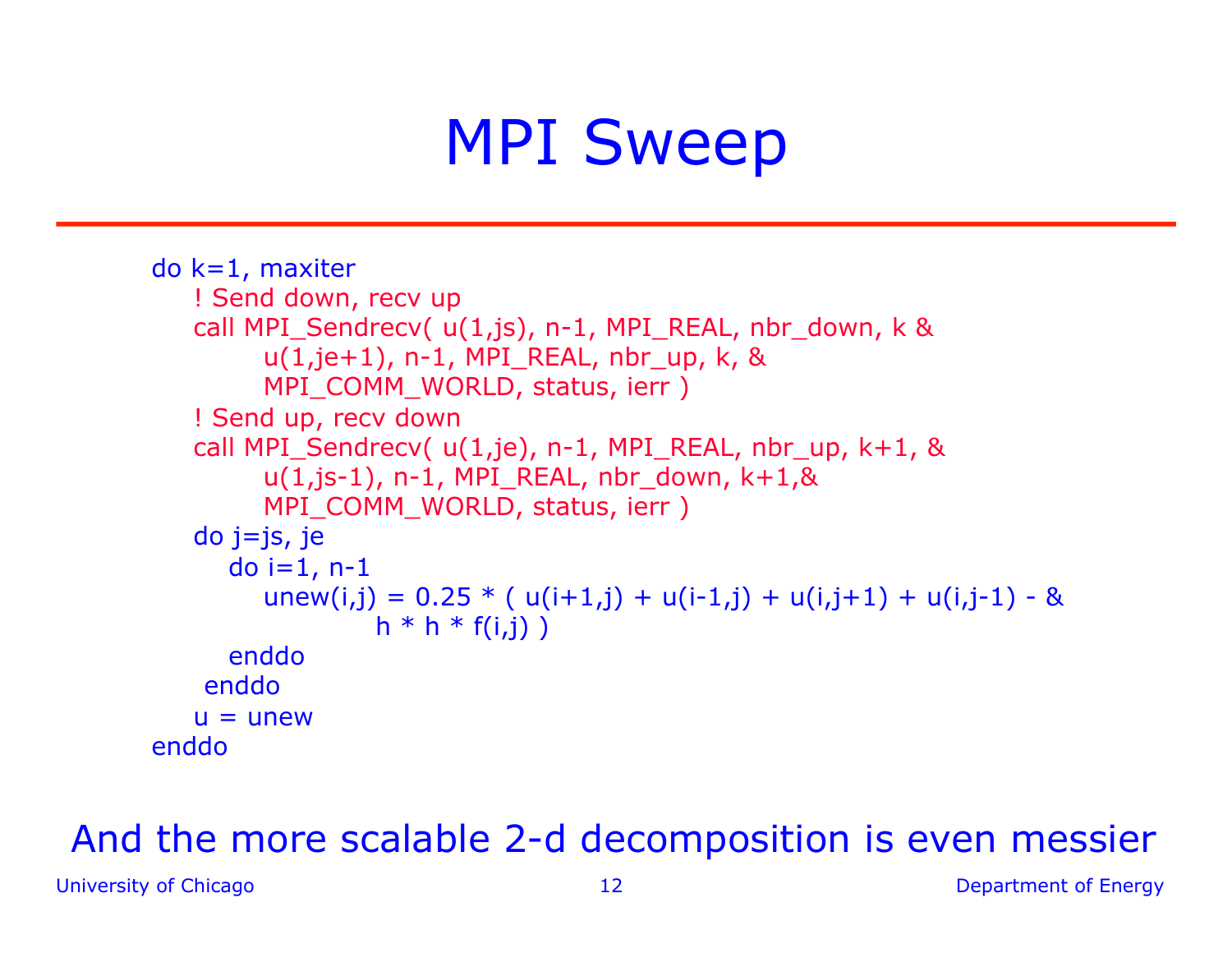# MPI Sweep

```
do k=1, maxiter
    ! Send down, recv up
    call MPI_Sendrecv( u(1,js), n-1, MPI_REAL, nbr_down, k &
           u(1,je+1), n-1, MPI_REAL, nbr_up, k, &
           MPI_COMM_WORLD, status, ierr )
    ! Send up, recv down
    call MPI_Sendrecv( u(1,je), n-1, MPI_REAL, nbr_up, k+1, &
           u(1,js-1), n-1, MPI_REAL, nbr_down, k+1,&
           MPI_COMM_WORLD, status, ierr )
    do j=js, je
       do i=1, n-1
          unew(i,j) = 0.25 * ( u(i+1,j) + u(i-1,j) + u(i,j+1) + u(i,j-1) - &
                      h * h * f(i,j) )
       enddo
     enddo
    u = unew
enddo
```

And the more scalable 2-d decomposition is even messier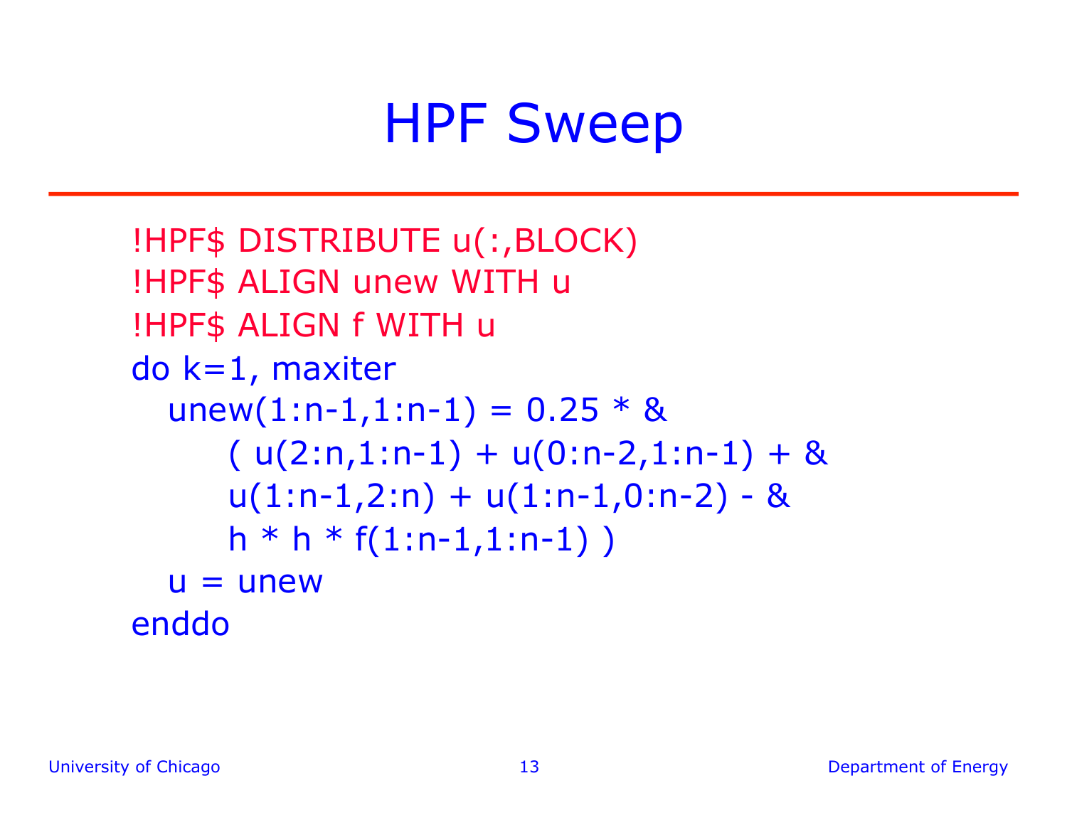# HPF Sweep

```
!HPF$ DISTRIBUTE u(:,BLOCK)
!HPF$ ALIGN unew WITH u
!HPF$ ALIGN f WITH u
do k=1, maxiter
  unew(1:n-1,1:n-1) = 0.25 * &
     ( u(2:n,1:n-1) + u(0:n-2,1:n-1) + &
     u(1:n-1,2:n) + u(1:n-1,0:n-2) - &
     h * h * f(1:n-1,1:n-1) )
  u = unew
enddo
```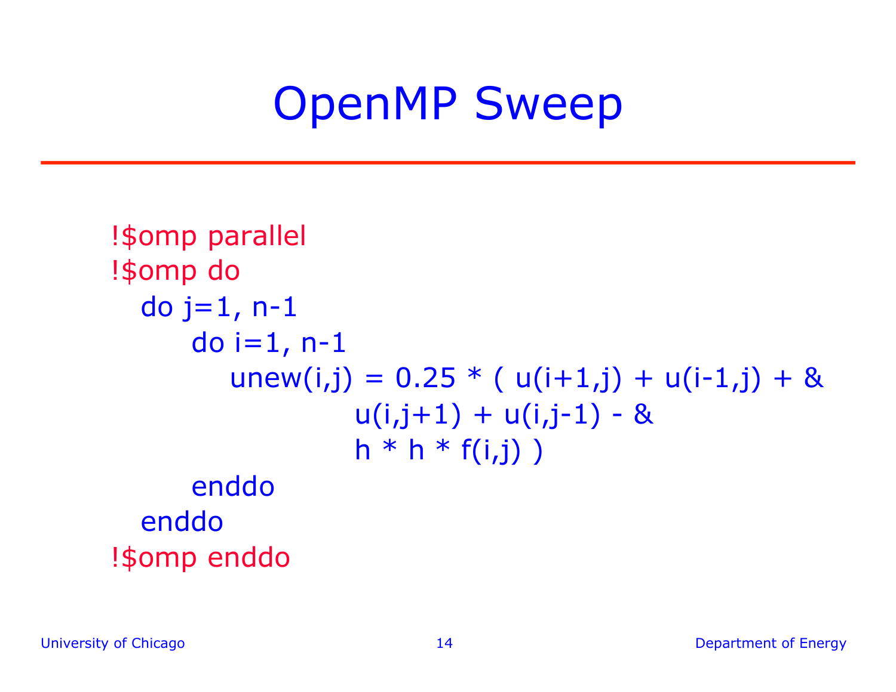# OpenMP Sweep

```
!$omp parallel
!$omp do
  do j=1, n-1
     do i=1, n-1
        unew(i,j) = 0.25 * ( u(i+1,j) + u(i-1,j) + &
                     u(i,j+1) + u(i,j-1) - &
                     h * h * f(i,j) )
     enddo
  enddo
!$omp enddo
```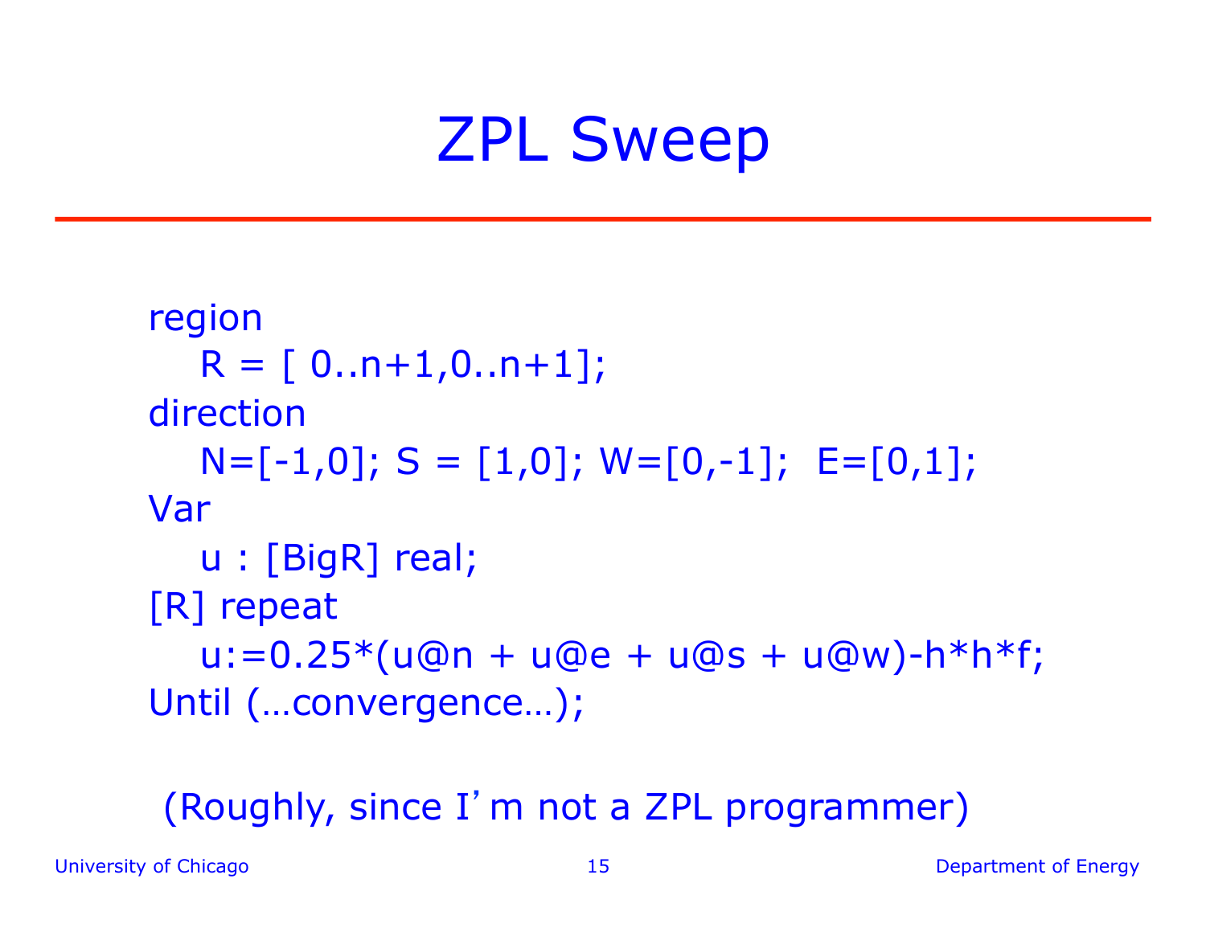# ZPL Sweep

```
region
   R = [ 0..n+1,0..n+1];
direction
   N=[-1,0]; S = [1,0]; W=[0,-1];  E=[0,1];
Var
   u : [BigR] real;
[R] repeat
   u:=0.25*(u@n + u@e + u@s + u@w)-h*h*f;
Until (…convergence…);
```

(Roughly, since I'm not a ZPL programmer)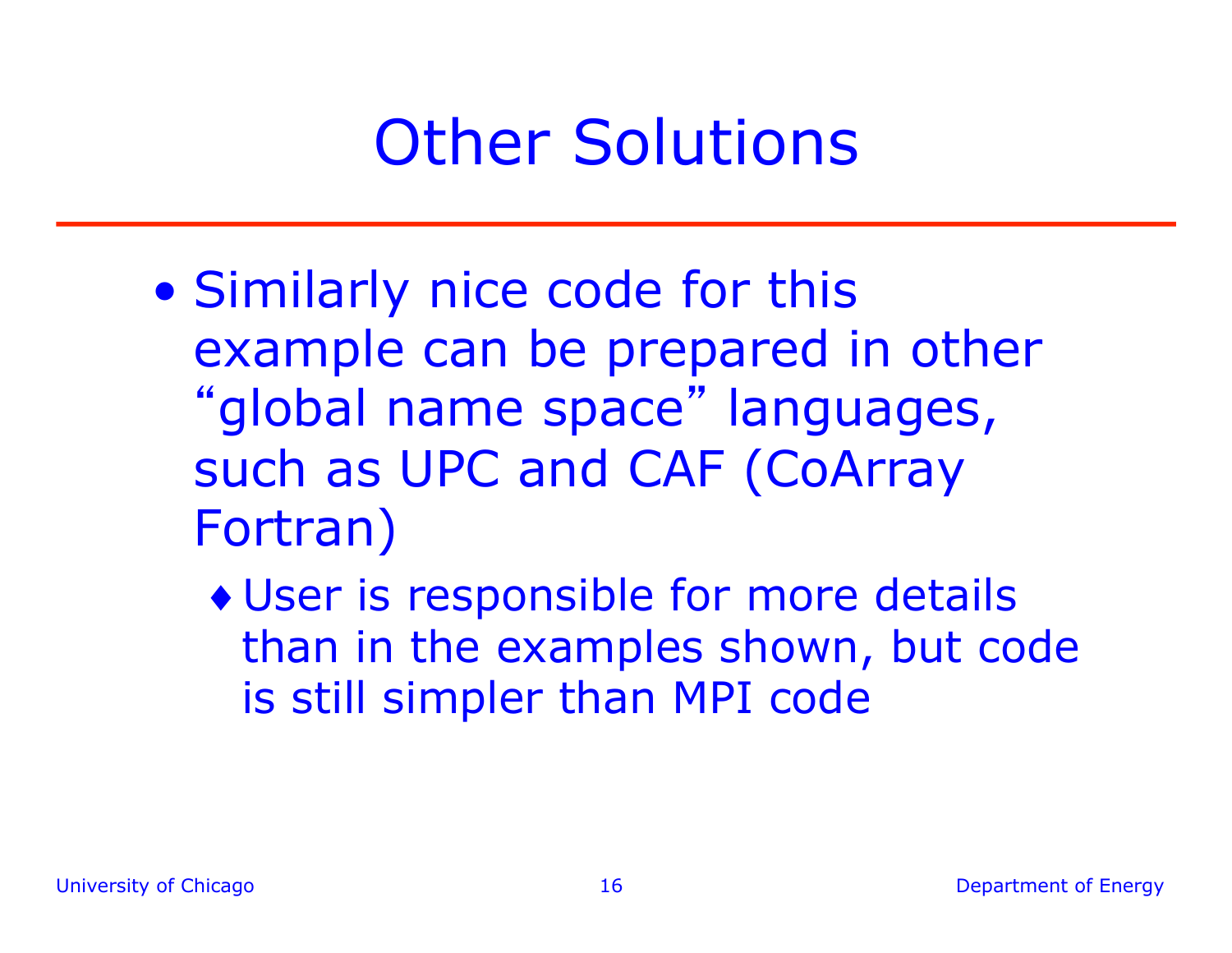# Other Solutions

- Similarly nice code for this example can be prepared in other “global name space” languages, such as UPC and CAF (CoArray Fortran)
  - User is responsible for more details than in the examples shown, but code is still simpler than MPI code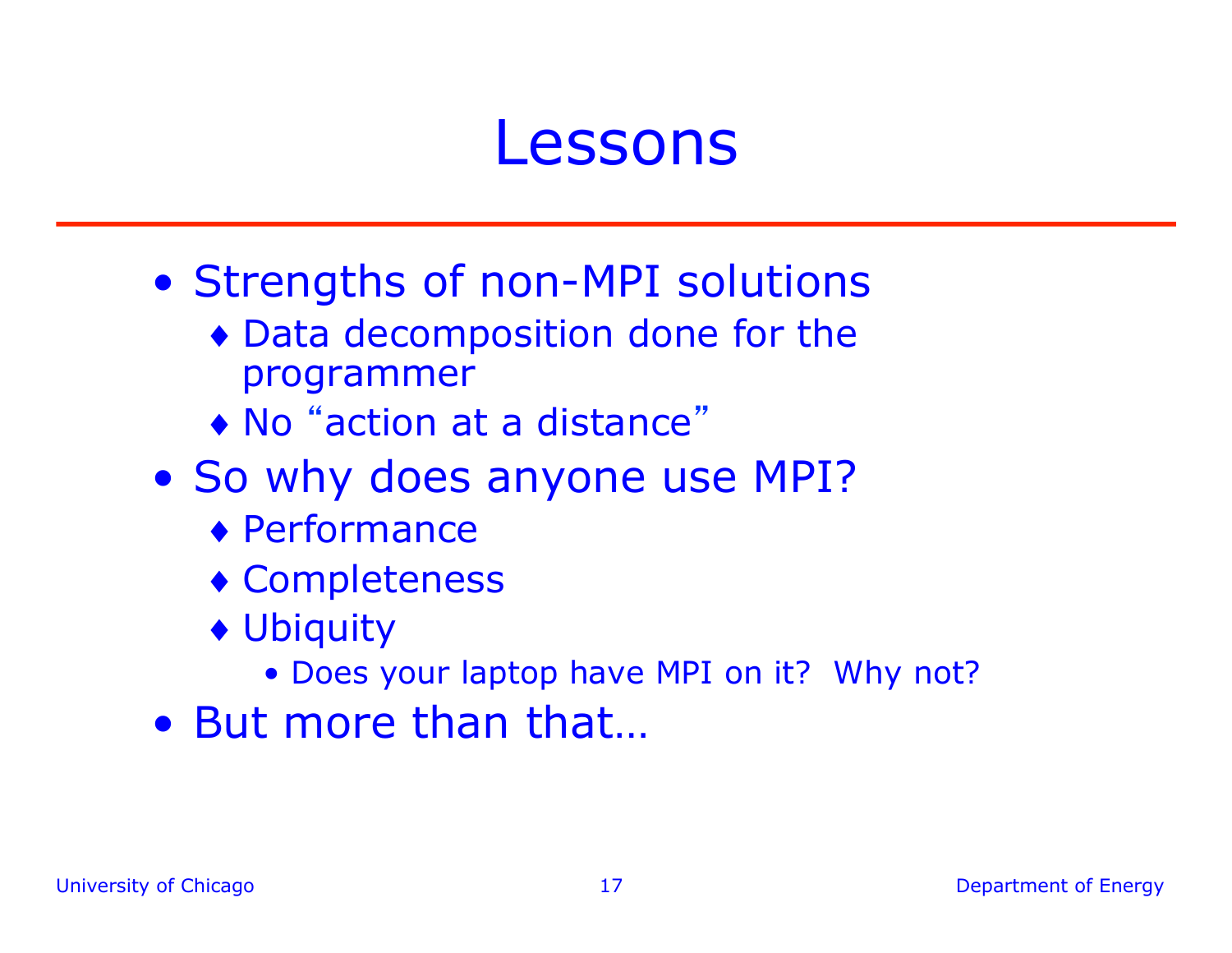# Lessons

- Strengths of non-MPI solutions
  - Data decomposition done for the programmer
  - No “action at a distance”
- So why does anyone use MPI?
  - Performance
  - Completeness
  - Ubiquity
    - Does your laptop have MPI on it? Why not?
- But more than that…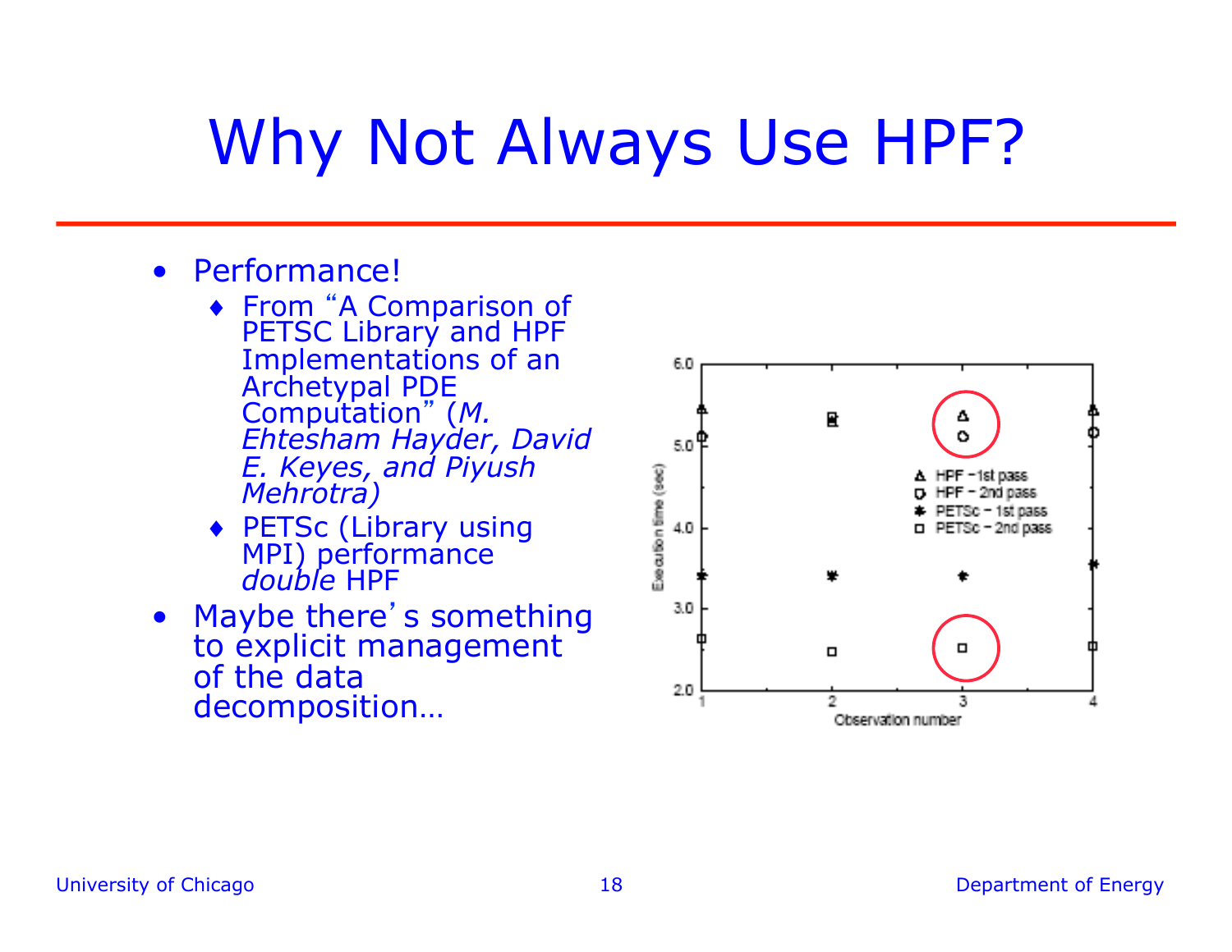# Why Not Always Use HPF?

- Performance!
  - From "A Comparison of PETSC Library and HPF Implementations of an Archetypal PDE Computation" (*M. Ehtesham Hayder, David E. Keyes, and Piyush Mehrotra)*
  - PETSc (Library using MPI) performance *double* HPF
- Maybe there's something to explicit management of the data decomposition…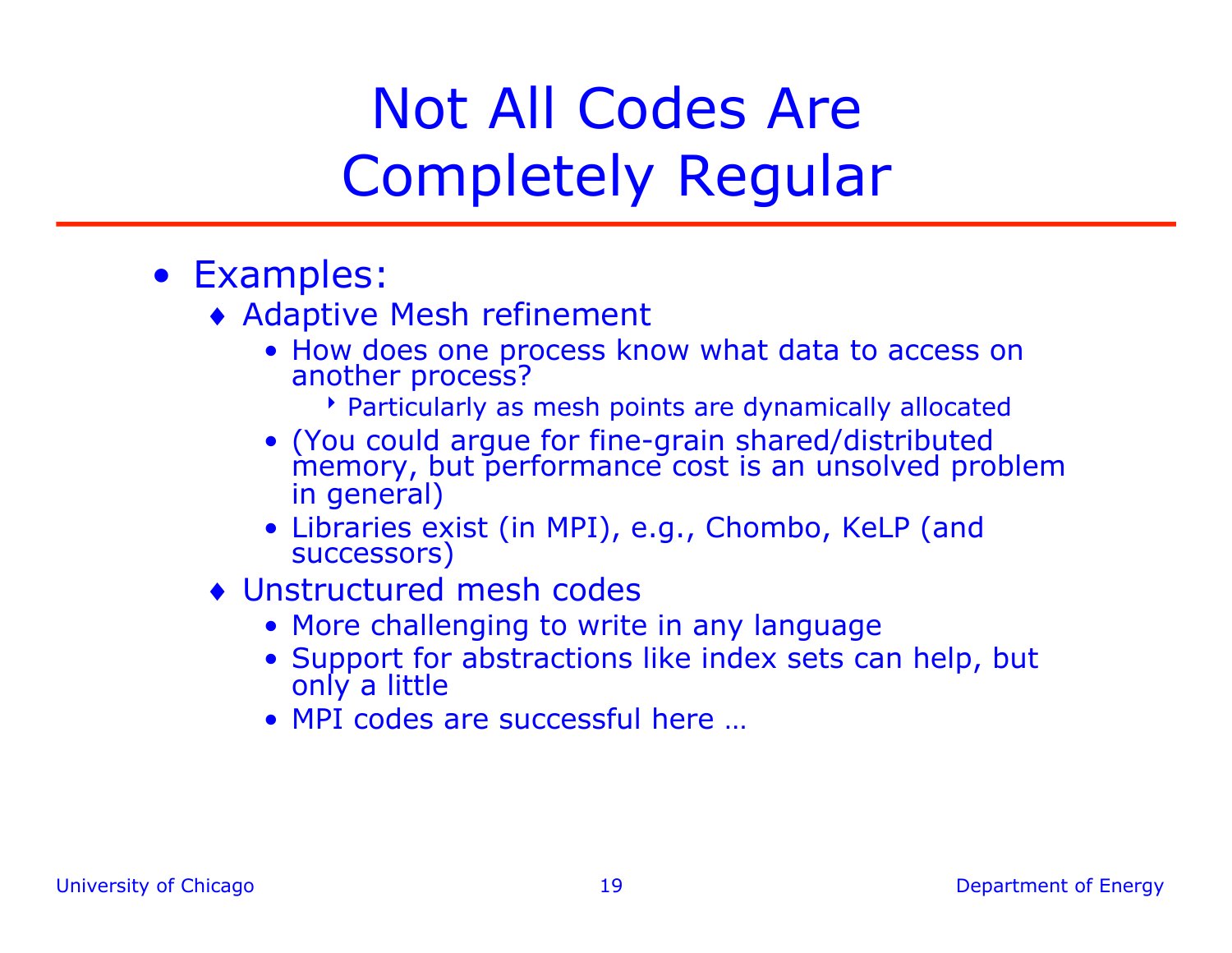# Not All Codes Are Completely Regular

- Examples:
  - Adaptive Mesh refinement
    - How does one process know what data to access on another process?
      - Particularly as mesh points are dynamically allocated
    - (You could argue for fine-grain shared/distributed memory, but performance cost is an unsolved problem in general)
    - Libraries exist (in MPI), e.g., Chombo, KeLP (and successors)
  - Unstructured mesh codes
    - More challenging to write in any language
    - Support for abstractions like index sets can help, but only a little
    - MPI codes are successful here …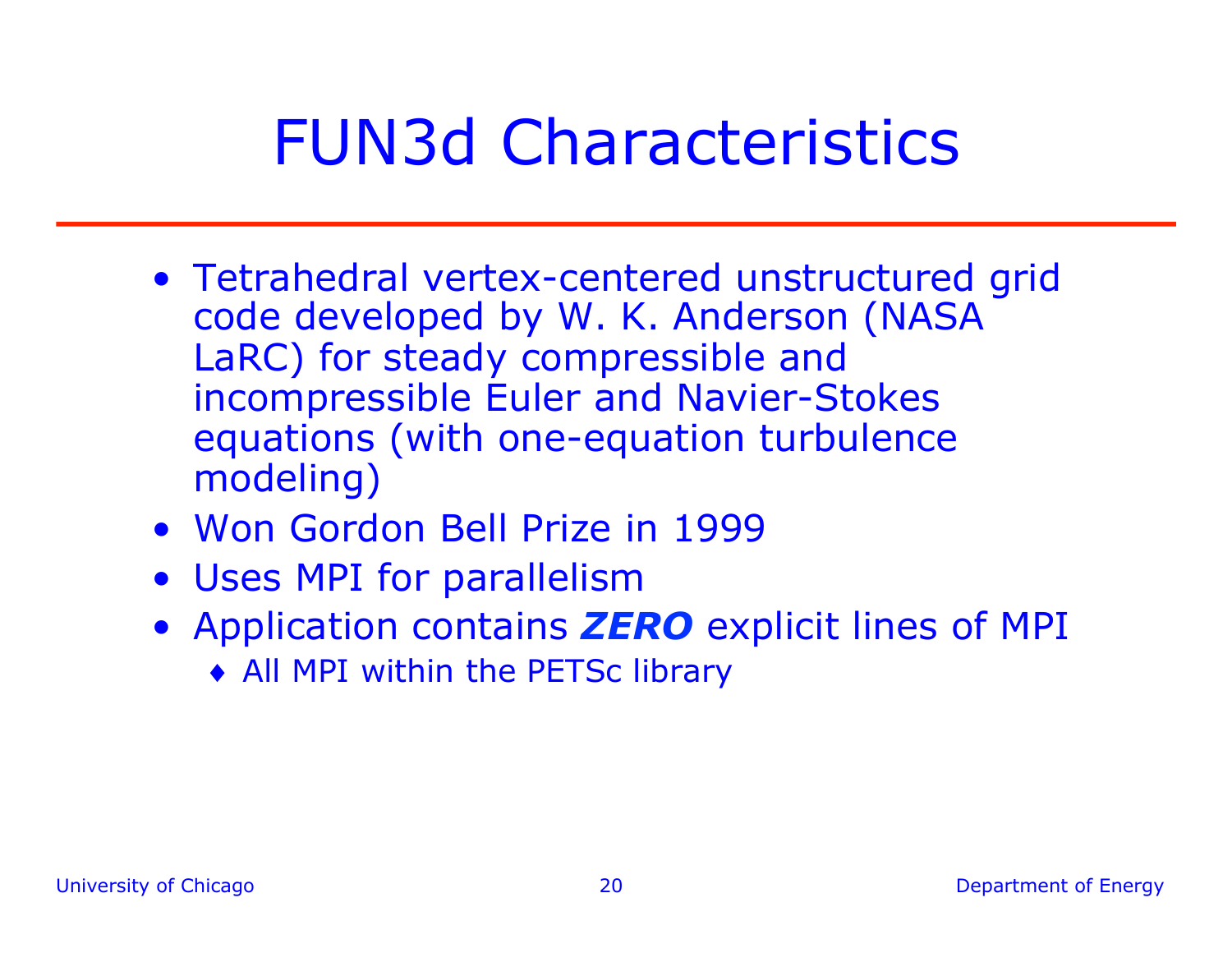# FUN3d Characteristics

- Tetrahedral vertex-centered unstructured grid code developed by W. K. Anderson (NASA LaRC) for steady compressible and incompressible Euler and Navier-Stokes equations (with one-equation turbulence modeling)
- Won Gordon Bell Prize in 1999
- Uses MPI for parallelism
- Application contains ***ZERO*** explicit lines of MPI
  - All MPI within the PETSc library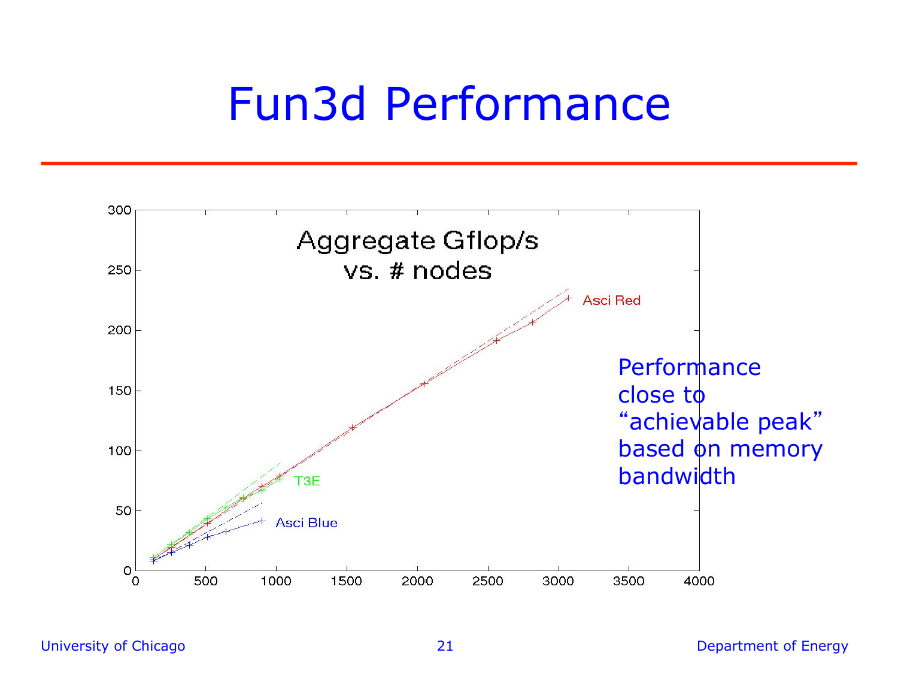# Fun3d Performance

Aggregate Gflop/s vs. # nodes

Asci Red

T3E

Asci Blue

Performance close to "achievable peak" based on memory bandwidth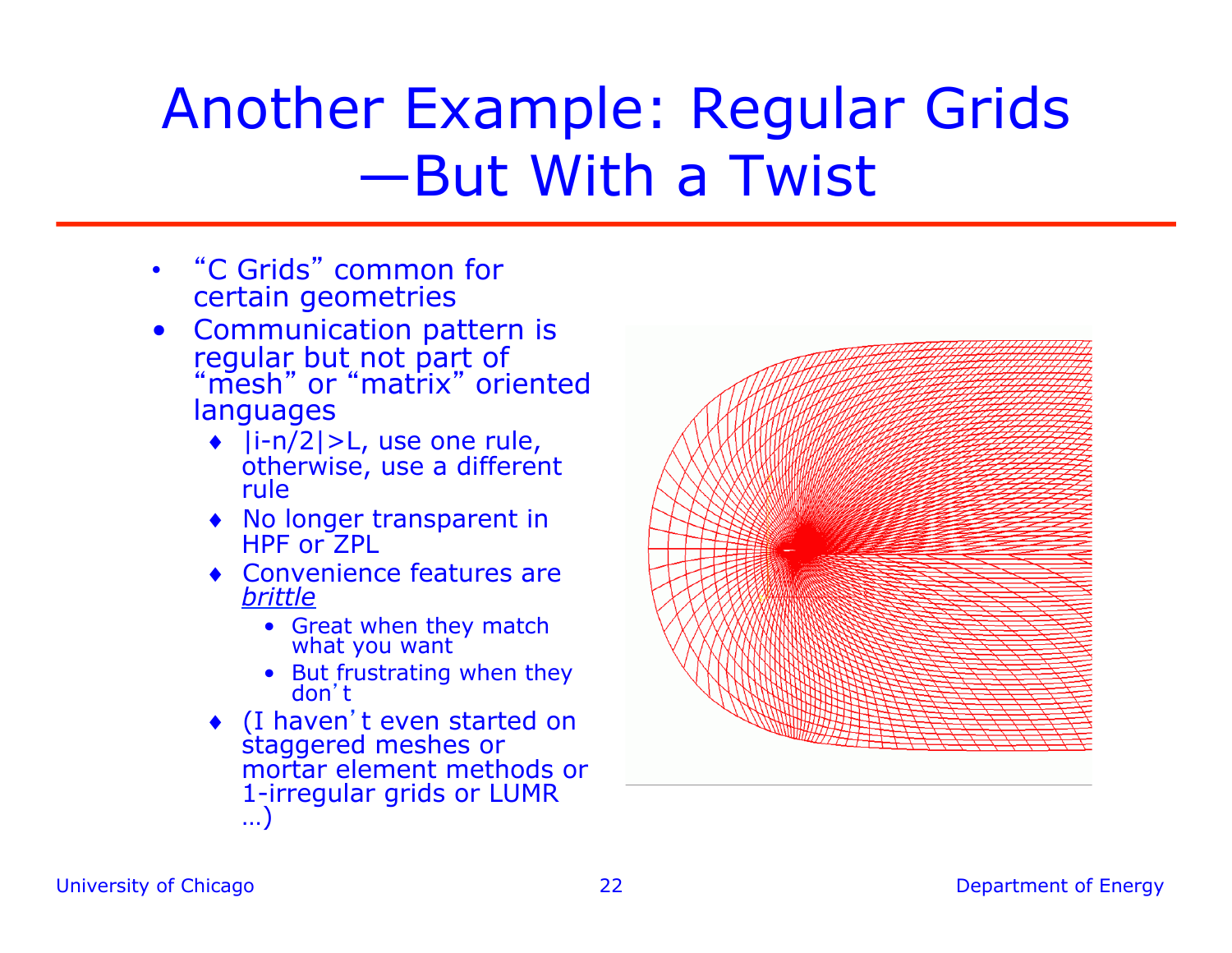# Another Example: Regular Grids —But With a Twist

- "C Grids" common for certain geometries
- Communication pattern is regular but not part of "mesh" or "matrix" oriented languages
  - $|i-n/2|>L$, use one rule, otherwise, use a different rule
  - No longer transparent in HPF or ZPL
  - Convenience features are *brittle*
    - Great when they match what you want
    - But frustrating when they don't
  - (I haven't even started on staggered meshes or mortar element methods or 1-irregular grids or LUMR …)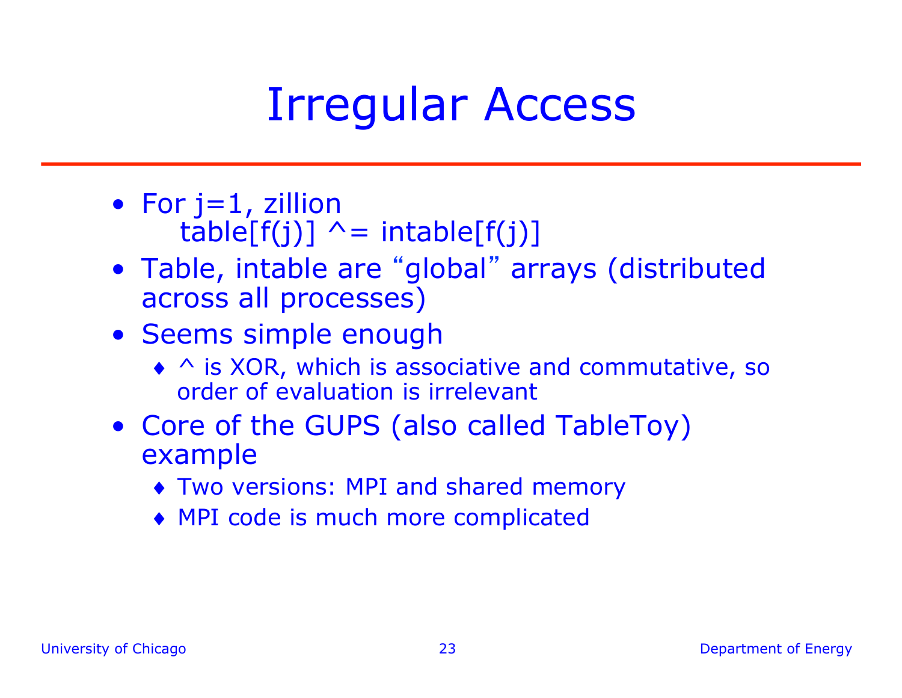# Irregular Access

- For j=1, zillion
  table[f(j)] ^= intable[f(j)]
- Table, intable are "global" arrays (distributed across all processes)
- Seems simple enough
  - ^ is XOR, which is associative and commutative, so order of evaluation is irrelevant
- Core of the GUPS (also called TableToy) example
  - Two versions: MPI and shared memory
  - MPI code is much more complicated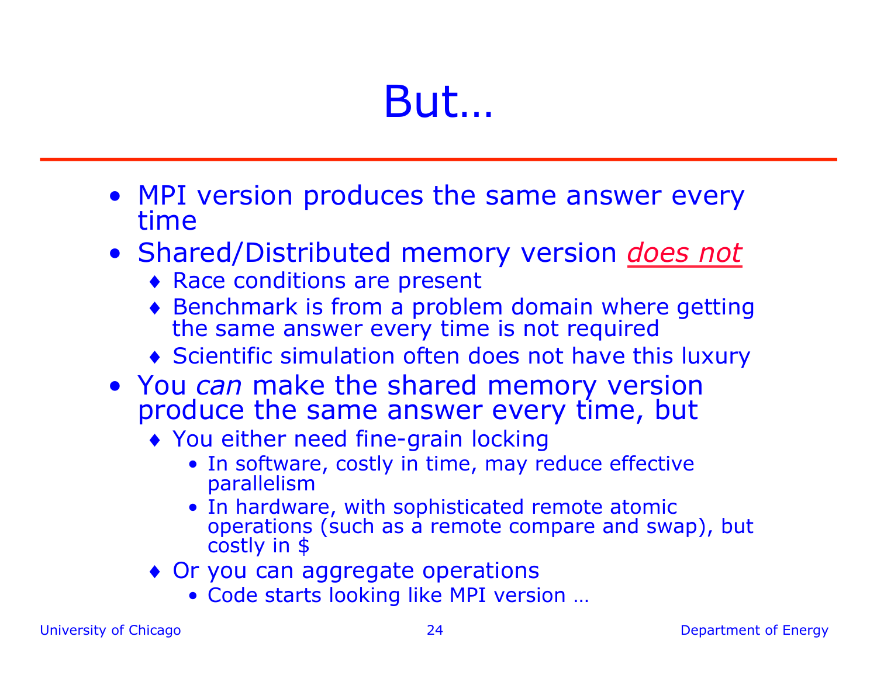# But…

- MPI version produces the same answer every time
- Shared/Distributed memory version ***does not***
  - Race conditions are present
  - Benchmark is from a problem domain where getting the same answer every time is not required
  - Scientific simulation often does not have this luxury
- You *can* make the shared memory version produce the same answer every time, but
  - You either need fine-grain locking
    - In software, costly in time, may reduce effective parallelism
    - In hardware, with sophisticated remote atomic operations (such as a remote compare and swap), but costly in $
  - Or you can aggregate operations
    - Code starts looking like MPI version …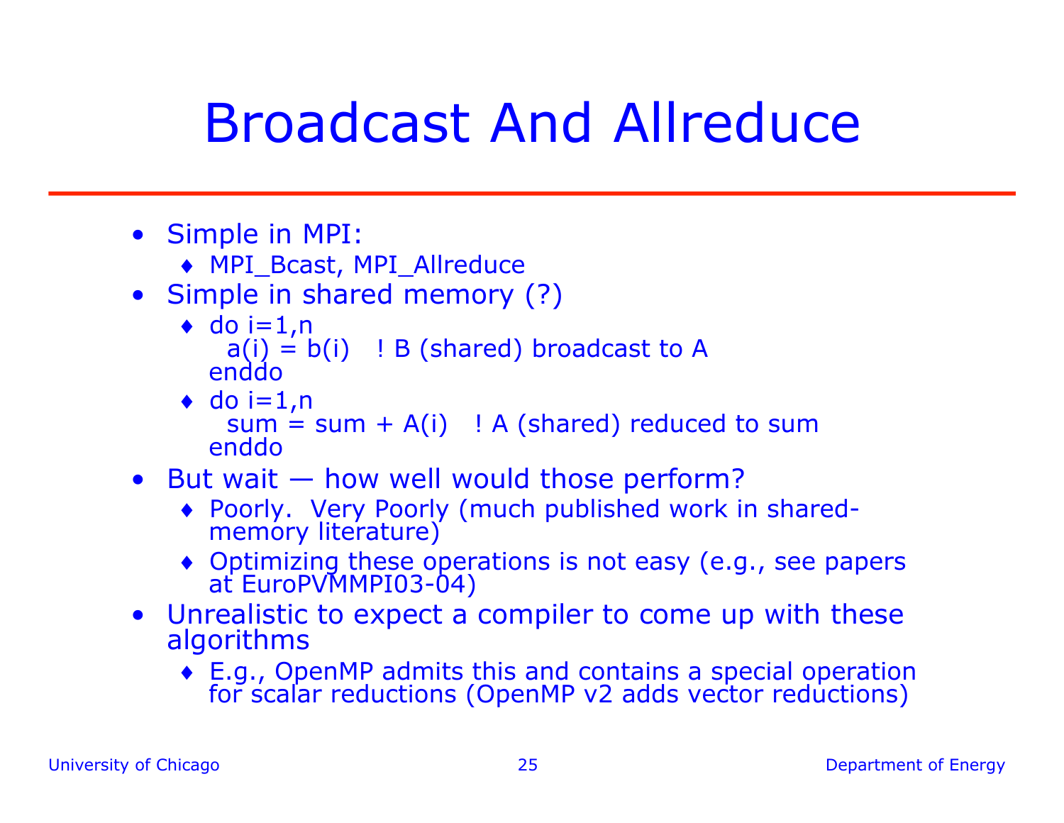# Broadcast And Allreduce

- Simple in MPI:
  - MPI_Bcast, MPI_Allreduce
- Simple in shared memory (?)
  - ```
    do i=1,n
      a(i) = b(i)   ! B (shared) broadcast to A
    enddo
    ```
  - ```
    do i=1,n
      sum = sum + A(i)   ! A (shared) reduced to sum
    enddo
    ```
- But wait — how well would those perform?
  - Poorly. Very Poorly (much published work in shared-memory literature)
  - Optimizing these operations is not easy (e.g., see papers at EuroPVMMPI03-04)
- Unrealistic to expect a compiler to come up with these algorithms
  - E.g., OpenMP admits this and contains a special operation for scalar reductions (OpenMP v2 adds vector reductions)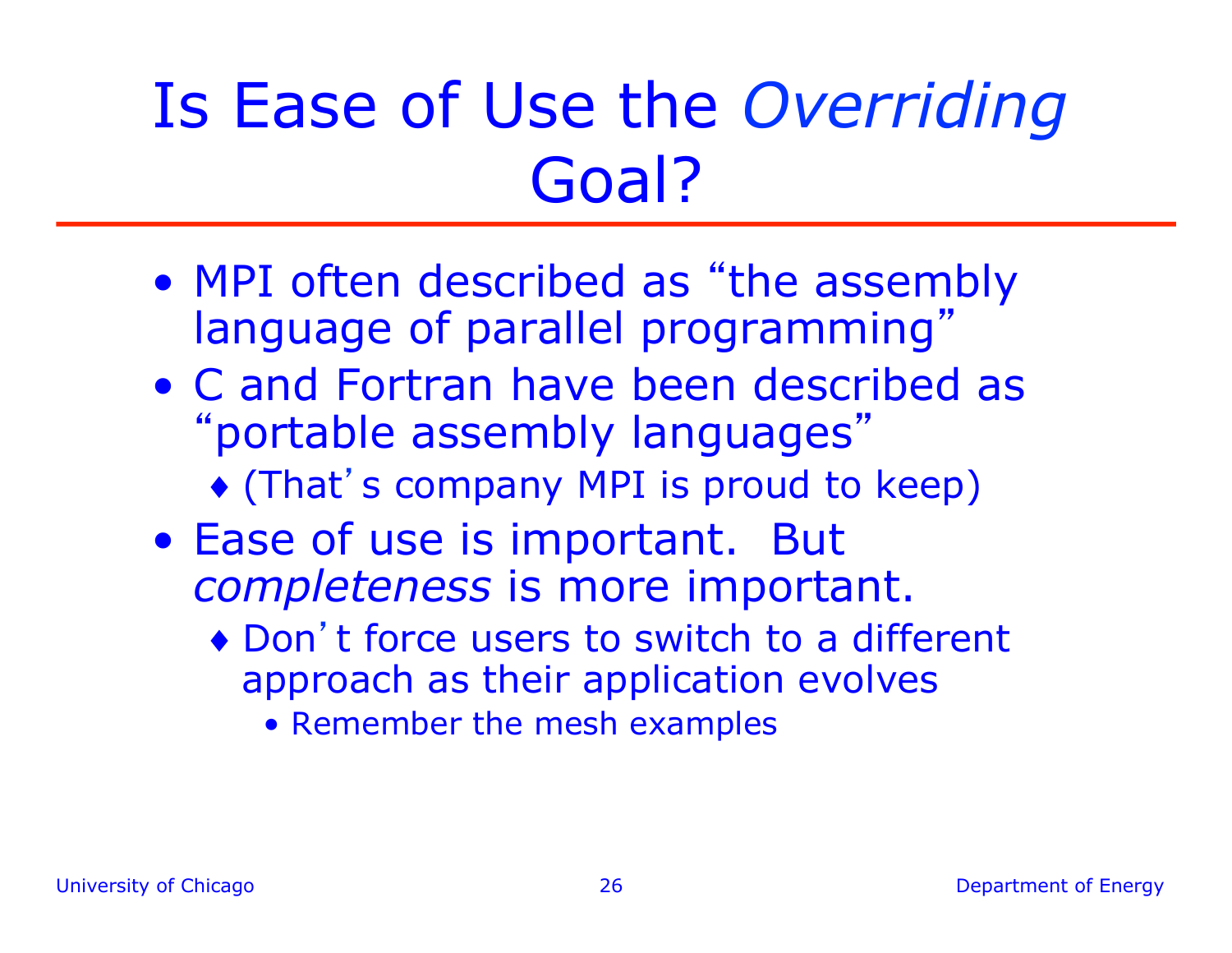# Is Ease of Use the *Overriding* Goal?

- MPI often described as "the assembly language of parallel programming"
- C and Fortran have been described as "portable assembly languages"
  - (That's company MPI is proud to keep)
- Ease of use is important. But *completeness* is more important.
  - Don't force users to switch to a different approach as their application evolves
    - Remember the mesh examples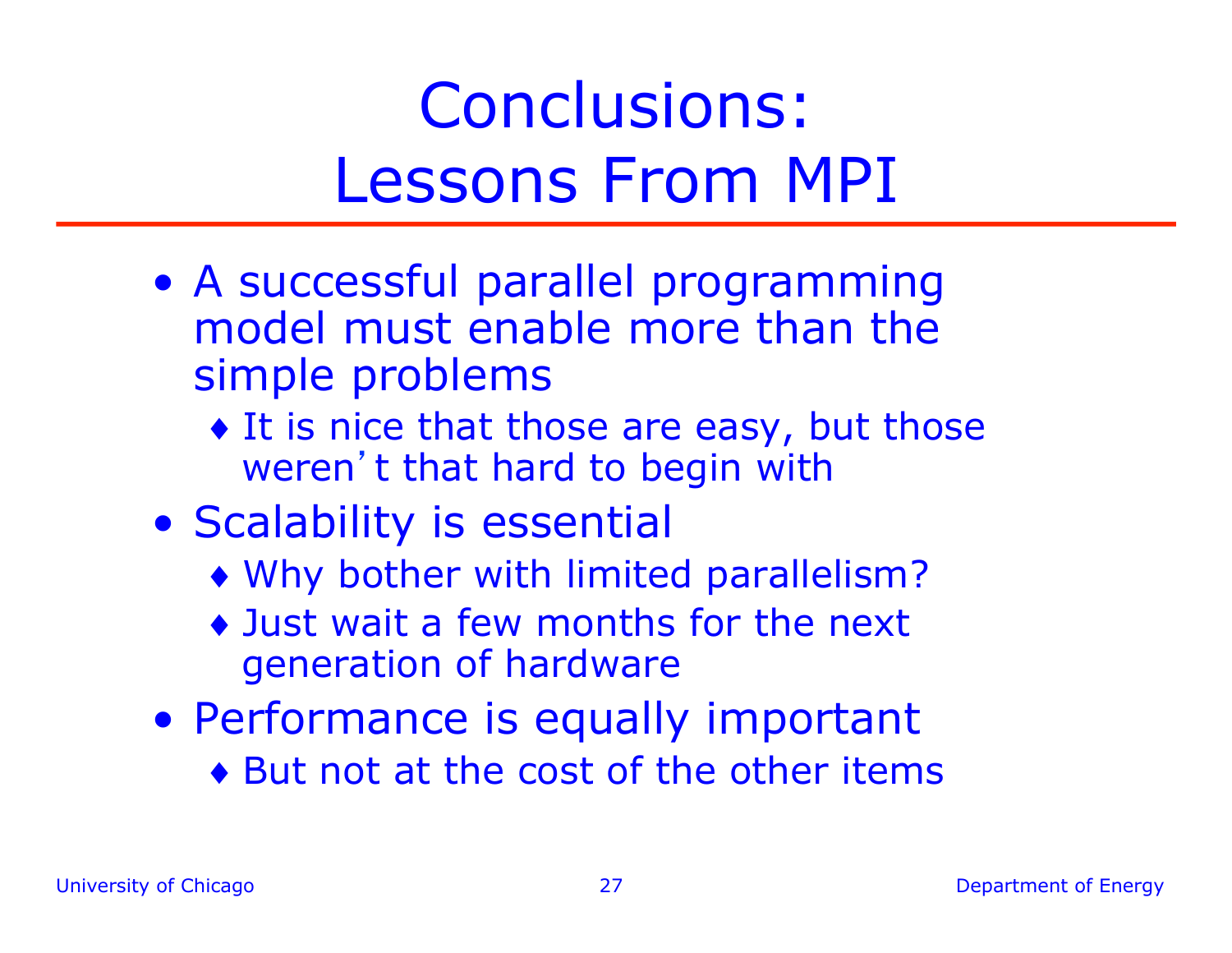# Conclusions: Lessons From MPI

- A successful parallel programming model must enable more than the simple problems
  - It is nice that those are easy, but those weren't that hard to begin with
- Scalability is essential
  - Why bother with limited parallelism?
  - Just wait a few months for the next generation of hardware
- Performance is equally important
  - But not at the cost of the other items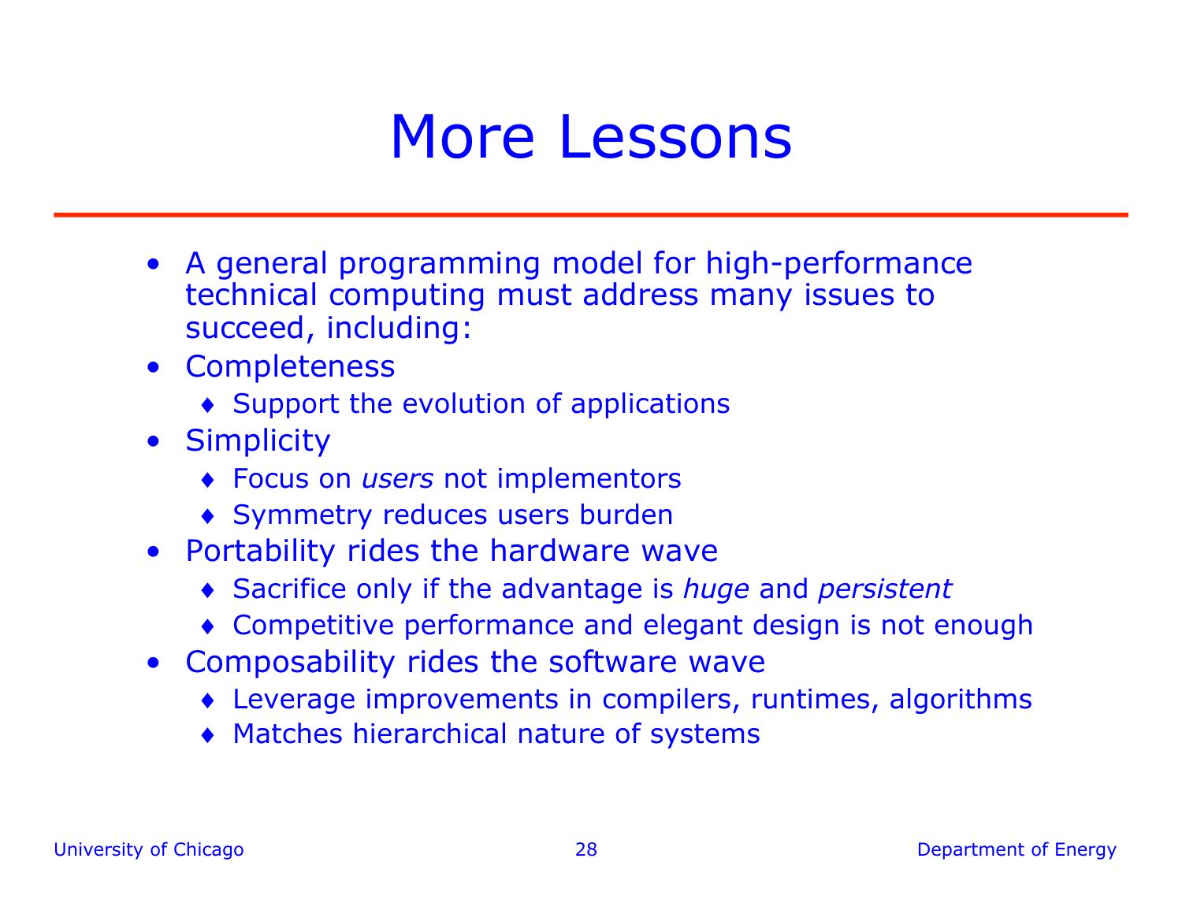# More Lessons

- A general programming model for high-performance technical computing must address many issues to succeed, including:
- Completeness
  - Support the evolution of applications
- Simplicity
  - Focus on *users* not implementors
  - Symmetry reduces users burden
- Portability rides the hardware wave
  - Sacrifice only if the advantage is *huge* and *persistent*
  - Competitive performance and elegant design is not enough
- Composability rides the software wave
  - Leverage improvements in compilers, runtimes, algorithms
  - Matches hierarchical nature of systems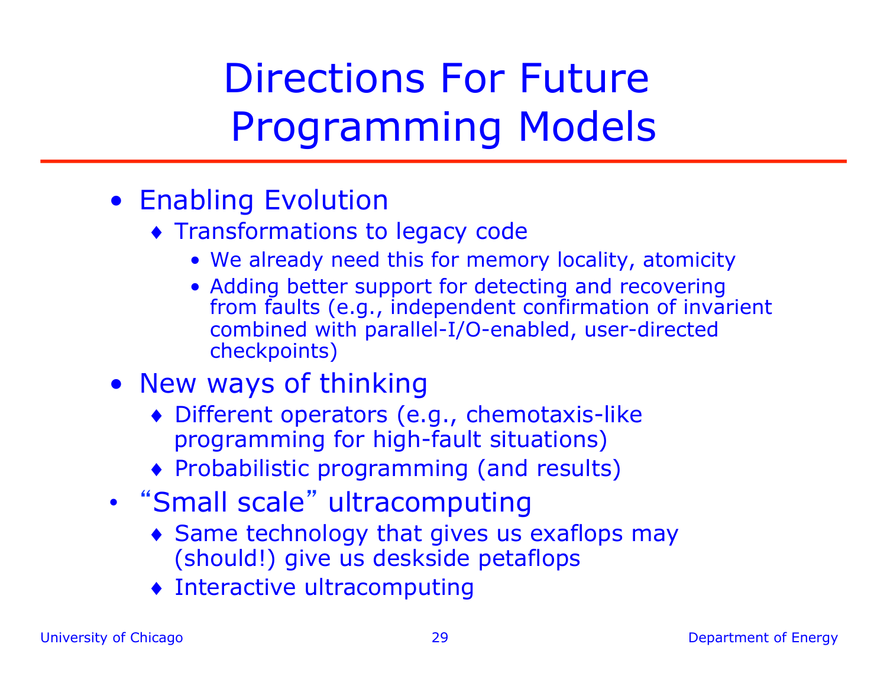# Directions For Future Programming Models

- Enabling Evolution
  - Transformations to legacy code
    - We already need this for memory locality, atomicity
    - Adding better support for detecting and recovering from faults (e.g., independent confirmation of invarient combined with parallel-I/O-enabled, user-directed checkpoints)
- New ways of thinking
  - Different operators (e.g., chemotaxis-like programming for high-fault situations)
  - Probabilistic programming (and results)
- "Small scale" ultracomputing
  - Same technology that gives us exaflops may (should!) give us deskside petaflops
  - Interactive ultracomputing

University of Chicago — Department of Energy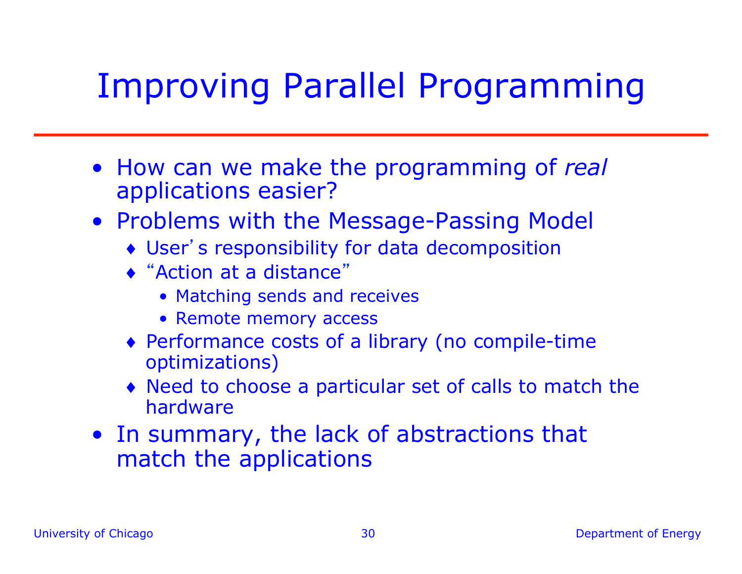# Improving Parallel Programming

- How can we make the programming of *real* applications easier?
- Problems with the Message-Passing Model
  - User's responsibility for data decomposition
  - "Action at a distance"
    - Matching sends and receives
    - Remote memory access
  - Performance costs of a library (no compile-time optimizations)
  - Need to choose a particular set of calls to match the hardware
- In summary, the lack of abstractions that match the applications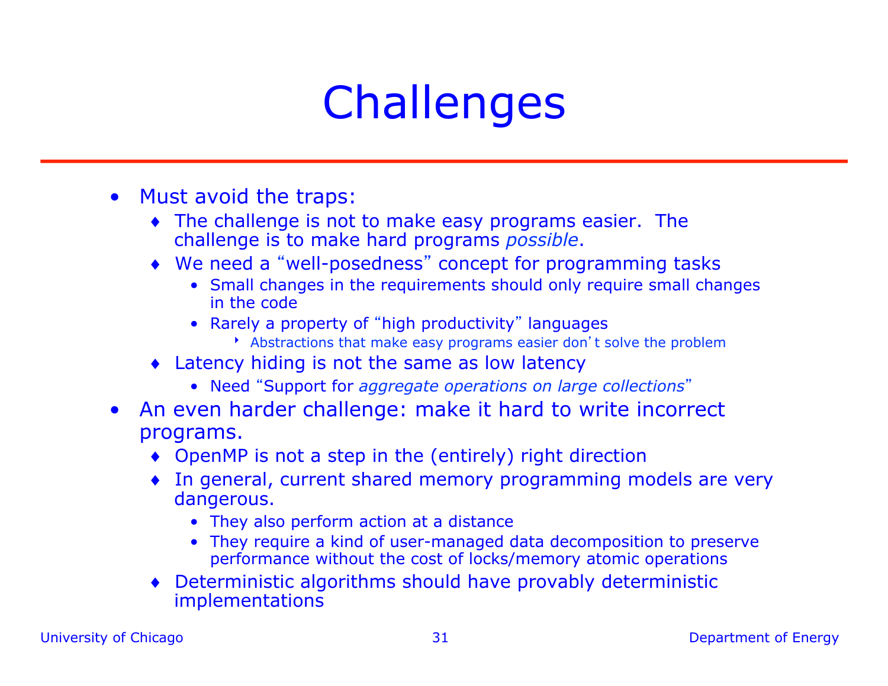# Challenges

- Must avoid the traps:
  - The challenge is not to make easy programs easier. The challenge is to make hard programs *possible*.
  - We need a "well-posedness" concept for programming tasks
    - Small changes in the requirements should only require small changes in the code
    - Rarely a property of "high productivity" languages
      - Abstractions that make easy programs easier don't solve the problem
  - Latency hiding is not the same as low latency
    - Need "Support for *aggregate operations on large collections*"
- An even harder challenge: make it hard to write incorrect programs.
  - OpenMP is not a step in the (entirely) right direction
  - In general, current shared memory programming models are very dangerous.
    - They also perform action at a distance
    - They require a kind of user-managed data decomposition to preserve performance without the cost of locks/memory atomic operations
  - Deterministic algorithms should have provably deterministic implementations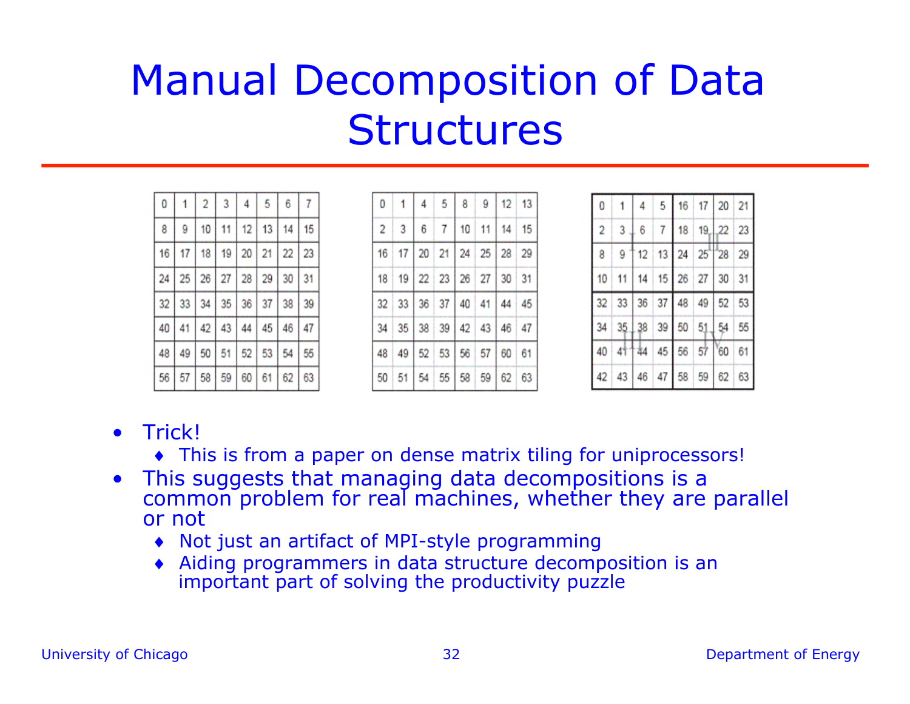# Manual Decomposition of Data Structures

| 0 | 1 | 2 | 3 | 4 | 5 | 6 | 7 |
|---|---|---|---|---|---|---|---|
| 8 | 9 | 10 | 11 | 12 | 13 | 14 | 15 |
| 16 | 17 | 18 | 19 | 20 | 21 | 22 | 23 |
| 24 | 25 | 26 | 27 | 28 | 29 | 30 | 31 |
| 32 | 33 | 34 | 35 | 36 | 37 | 38 | 39 |
| 40 | 41 | 42 | 43 | 44 | 45 | 46 | 47 |
| 48 | 49 | 50 | 51 | 52 | 53 | 54 | 55 |
| 56 | 57 | 58 | 59 | 60 | 61 | 62 | 63 |

| 0 | 1 | 4 | 5 | 8 | 9 | 12 | 13 |
|---|---|---|---|---|---|---|---|
| 2 | 3 | 6 | 7 | 10 | 11 | 14 | 15 |
| 16 | 17 | 20 | 21 | 24 | 25 | 28 | 29 |
| 18 | 19 | 22 | 23 | 26 | 27 | 30 | 31 |
| 32 | 33 | 36 | 37 | 40 | 41 | 44 | 45 |
| 34 | 35 | 38 | 39 | 42 | 43 | 46 | 47 |
| 48 | 49 | 52 | 53 | 56 | 57 | 60 | 61 |
| 50 | 51 | 54 | 55 | 58 | 59 | 62 | 63 |

| 0 | 1 | 4 | 5 | 16 | 17 | 20 | 21 |
|---|---|---|---|---|---|---|---|
| 2 | 3 | 6 | 7 | 18 | 19 | 22 | 23 |
| 8 | 9 | 12 | 13 | 24 | 25 | 28 | 29 |
| 10 | 11 | 14 | 15 | 26 | 27 | 30 | 31 |
| 32 | 33 | 36 | 37 | 48 | 49 | 52 | 53 |
| 34 | 35 | 38 | 39 | 50 | 51 | 54 | 55 |
| 40 | 41 | 44 | 45 | 56 | 57 | 60 | 61 |
| 42 | 43 | 46 | 47 | 58 | 59 | 62 | 63 |

- Trick!
  - This is from a paper on dense matrix tiling for uniprocessors!
- This suggests that managing data decompositions is a common problem for real machines, whether they are parallel or not
  - Not just an artifact of MPI-style programming
  - Aiding programmers in data structure decomposition is an important part of solving the productivity puzzle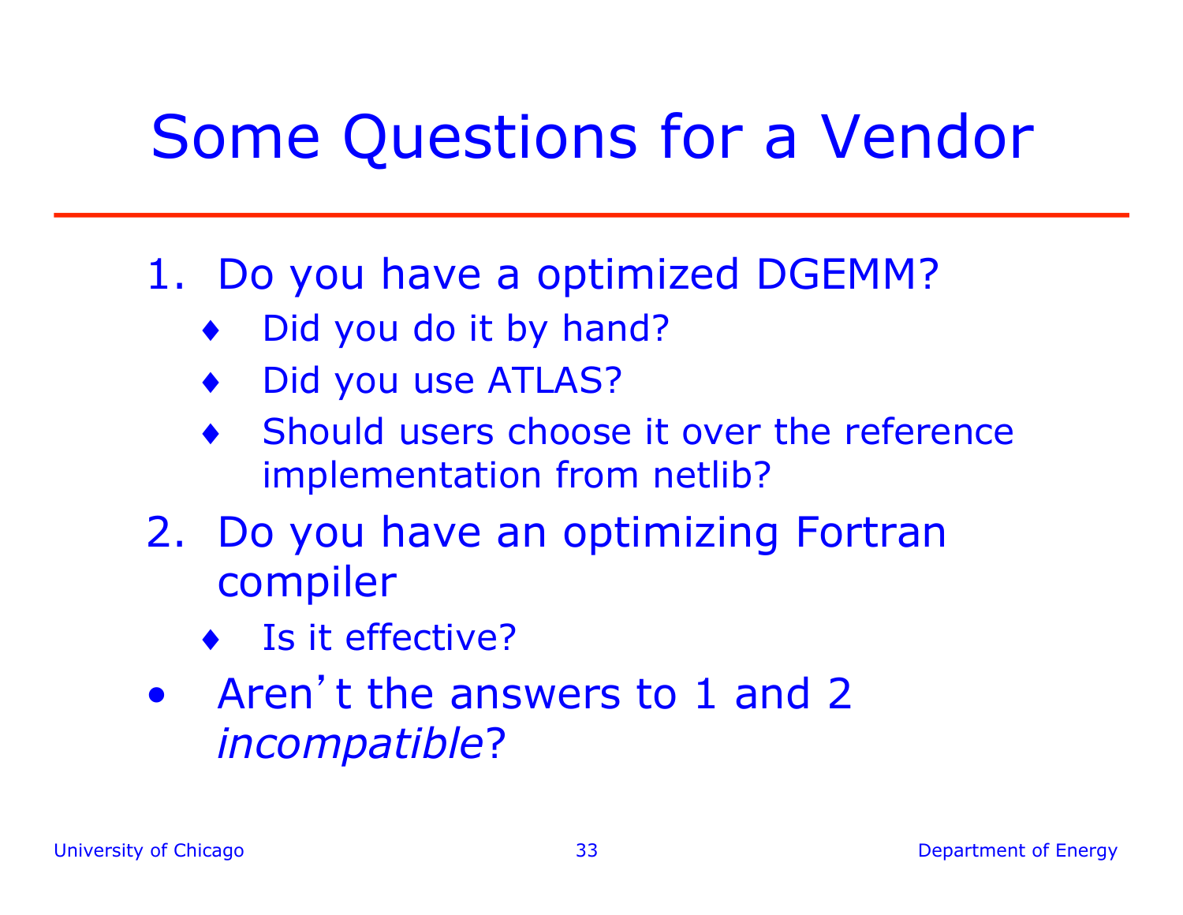# Some Questions for a Vendor

1. Do you have a optimized DGEMM?
   - Did you do it by hand?
   - Did you use ATLAS?
   - Should users choose it over the reference implementation from netlib?
2. Do you have an optimizing Fortran compiler
   - Is it effective?

- Aren't the answers to 1 and 2 *incompatible*?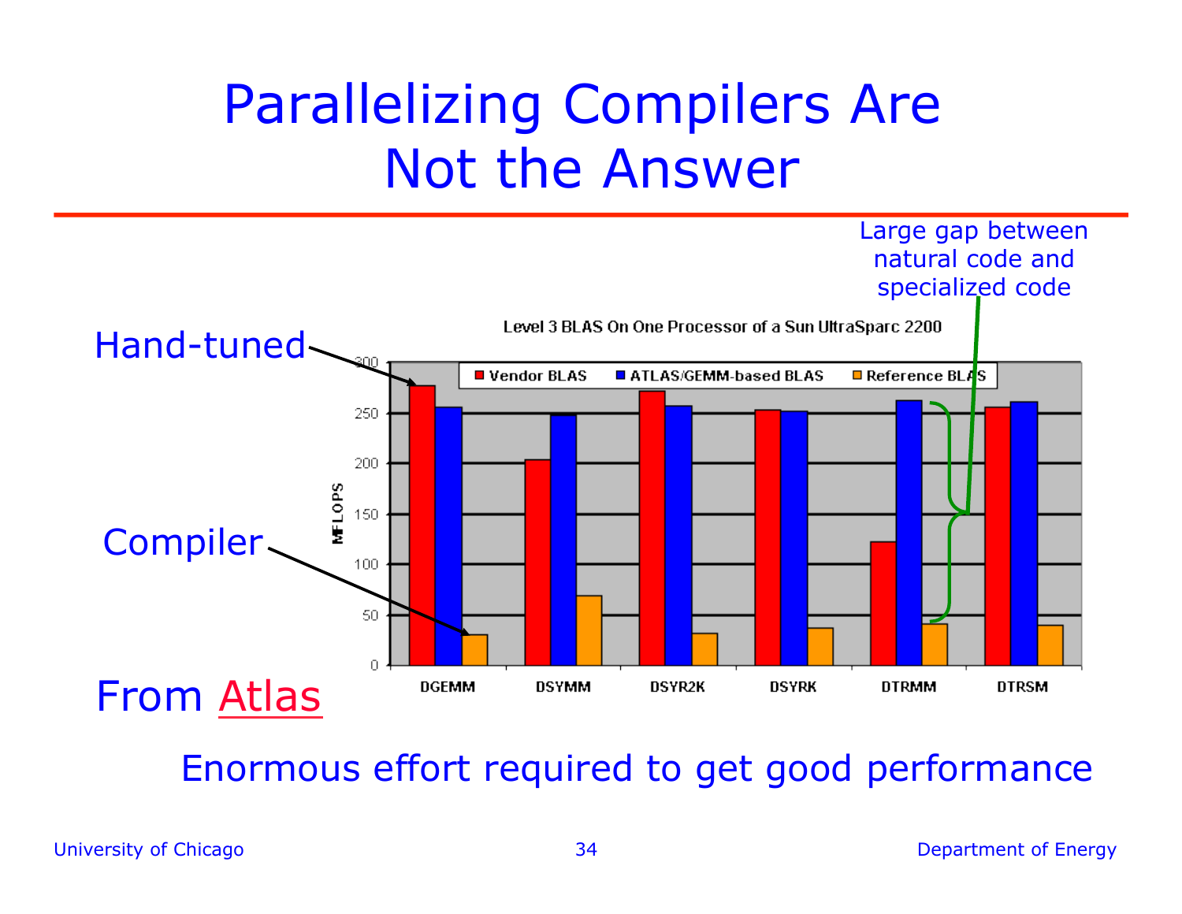# Parallelizing Compilers Are Not the Answer

Hand-tuned

Compiler

Large gap between natural code and specialized code

**Level 3 BLAS On One Processor of a Sun UltraSparc 2200**

Legend: Vendor BLAS, ATLAS/GEMM-based BLAS, Reference BLAS

Y-axis: MFLOPS (0, 50, 100, 150, 200, 250, 300)

X-axis: DGEMM, DSYMM, DSYR2K, DSYRK, DTRMM, DTRSM

From Atlas

Enormous effort required to get good performance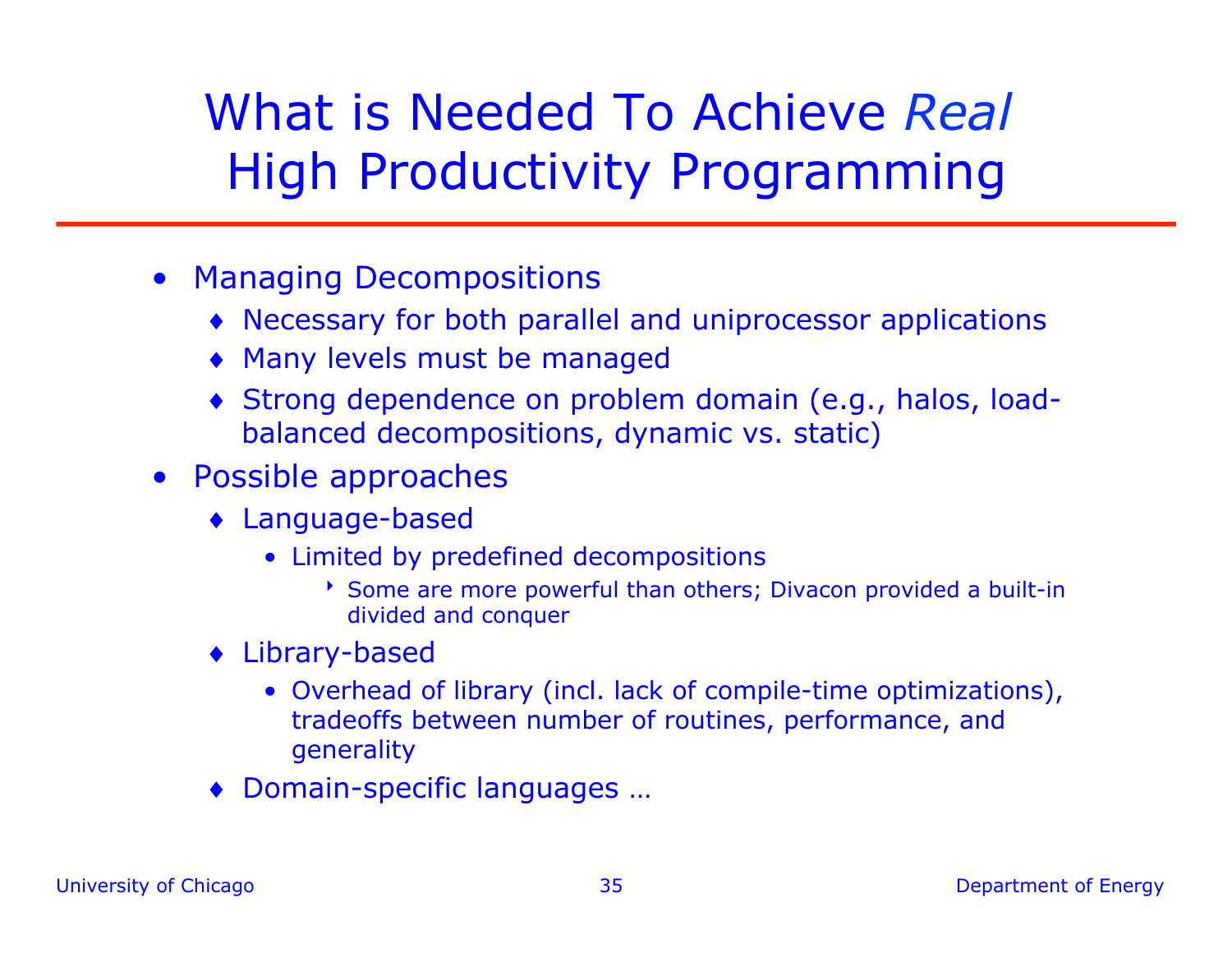# What is Needed To Achieve *Real* High Productivity Programming

- Managing Decompositions
  - Necessary for both parallel and uniprocessor applications
  - Many levels must be managed
  - Strong dependence on problem domain (e.g., halos, load-balanced decompositions, dynamic vs. static)
- Possible approaches
  - Language-based
    - Limited by predefined decompositions
      - Some are more powerful than others; Divacon provided a built-in divided and conquer
  - Library-based
    - Overhead of library (incl. lack of compile-time optimizations), tradeoffs between number of routines, performance, and generality
  - Domain-specific languages …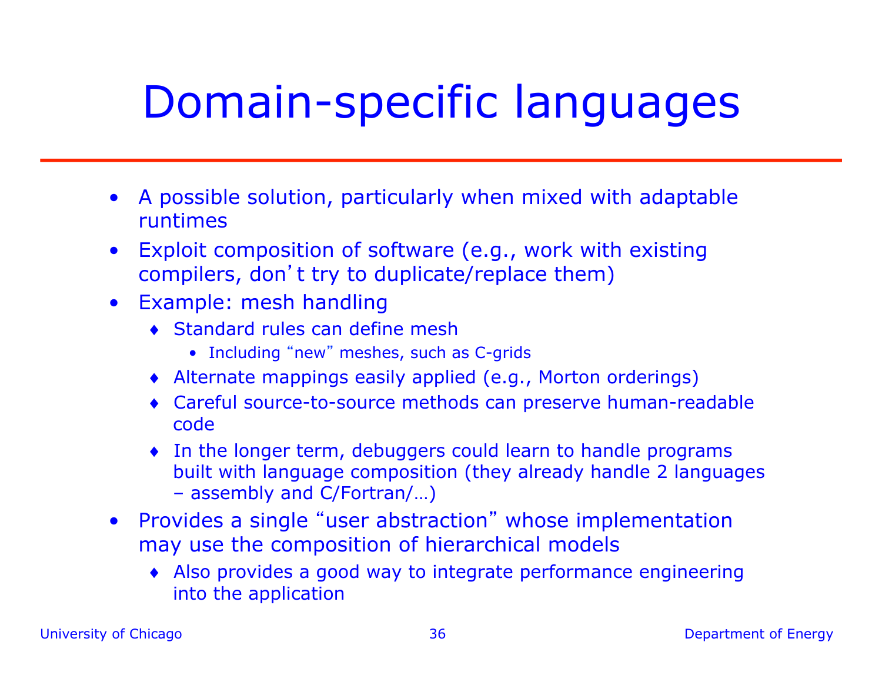# Domain-specific languages

- A possible solution, particularly when mixed with adaptable runtimes
- Exploit composition of software (e.g., work with existing compilers, don't try to duplicate/replace them)
- Example: mesh handling
  - Standard rules can define mesh
    - Including "new" meshes, such as C-grids
  - Alternate mappings easily applied (e.g., Morton orderings)
  - Careful source-to-source methods can preserve human-readable code
  - In the longer term, debuggers could learn to handle programs built with language composition (they already handle 2 languages – assembly and C/Fortran/…)
- Provides a single "user abstraction" whose implementation may use the composition of hierarchical models
  - Also provides a good way to integrate performance engineering into the application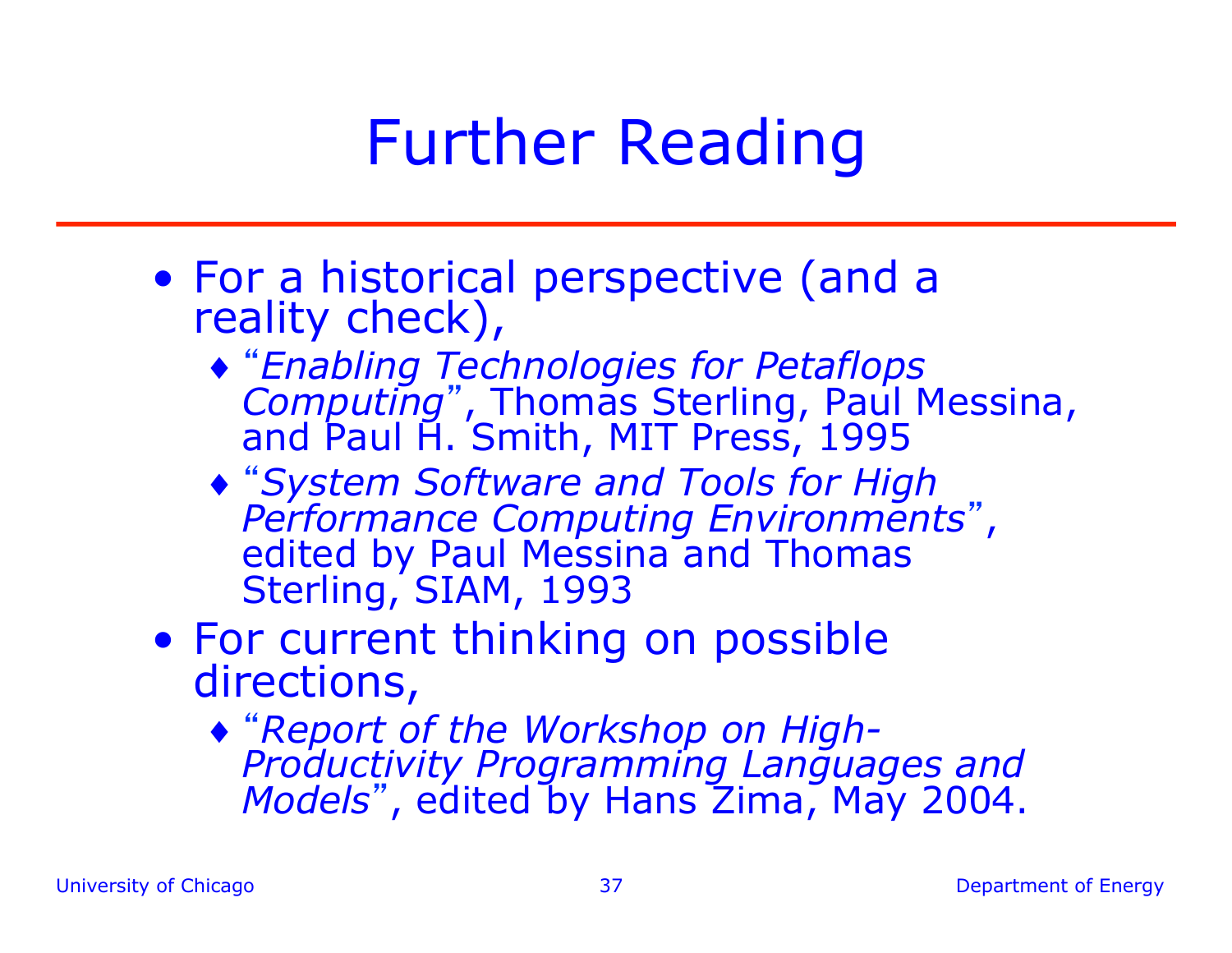# Further Reading

- For a historical perspective (and a reality check),
  - "*Enabling Technologies for Petaflops Computing*", Thomas Sterling, Paul Messina, and Paul H. Smith, MIT Press, 1995
  - "*System Software and Tools for High Performance Computing Environments*", edited by Paul Messina and Thomas Sterling, SIAM, 1993
- For current thinking on possible directions,
  - "*Report of the Workshop on High-Productivity Programming Languages and Models*", edited by Hans Zima, May 2004.